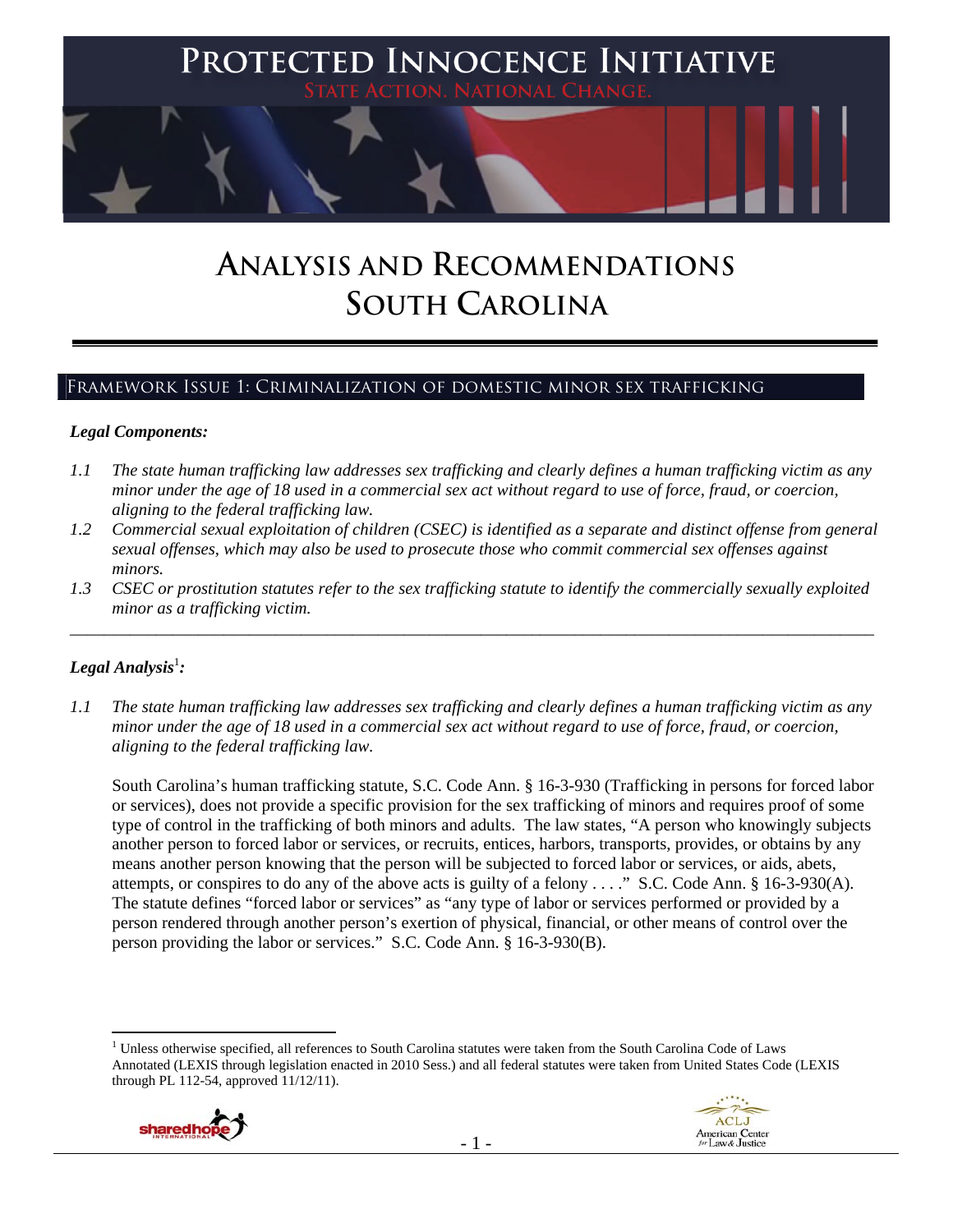# PROTECTED INNOCENCE INITIATIVE

STATE ACTION. NATIONAL CHANGE.

# ANALYSIS AND RECOMMENDATIONS
# SOUTH CAROLINA

## FRAMEWORK ISSUE 1: CRIMINALIZATION OF DOMESTIC MINOR SEX TRAFFICKING

### *Legal Components:*

*1.1 The state human trafficking law addresses sex trafficking and clearly defines a human trafficking victim as any minor under the age of 18 used in a commercial sex act without regard to use of force, fraud, or coercion, aligning to the federal trafficking law.*

*1.2 Commercial sexual exploitation of children (CSEC) is identified as a separate and distinct offense from general sexual offenses, which may also be used to prosecute those who commit commercial sex offenses against minors.*

*1.3 CSEC or prostitution statutes refer to the sex trafficking statute to identify the commercially sexually exploited minor as a trafficking victim.*

---

### *Legal Analysis*[1]*:*

*1.1 The state human trafficking law addresses sex trafficking and clearly defines a human trafficking victim as any minor under the age of 18 used in a commercial sex act without regard to use of force, fraud, or coercion, aligning to the federal trafficking law.*

South Carolina's human trafficking statute, S.C. Code Ann. § 16-3-930 (Trafficking in persons for forced labor or services), does not provide a specific provision for the sex trafficking of minors and requires proof of some type of control in the trafficking of both minors and adults. The law states, "A person who knowingly subjects another person to forced labor or services, or recruits, entices, harbors, transports, provides, or obtains by any means another person knowing that the person will be subjected to forced labor or services, or aids, abets, attempts, or conspires to do any of the above acts is guilty of a felony . . . ." S.C. Code Ann. § 16-3-930(A). The statute defines "forced labor or services" as "any type of labor or services performed or provided by a person rendered through another person's exertion of physical, financial, or other means of control over the person providing the labor or services." S.C. Code Ann. § 16-3-930(B).

---

[1] Unless otherwise specified, all references to South Carolina statutes were taken from the South Carolina Code of Laws Annotated (LEXIS through legislation enacted in 2010 Sess.) and all federal statutes were taken from United States Code (LEXIS through PL 112-54, approved 11/12/11).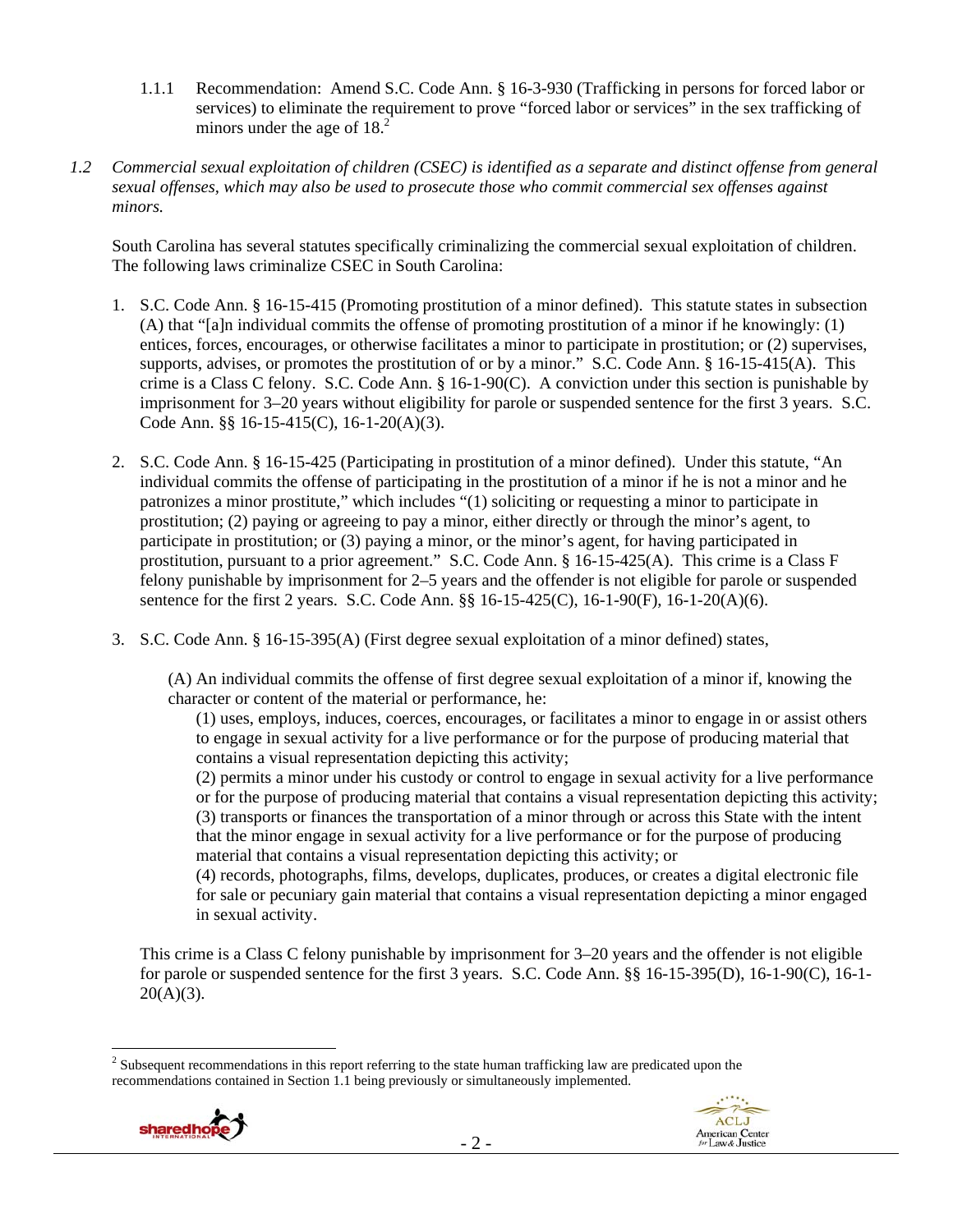1.1.1 Recommendation: Amend S.C. Code Ann. § 16-3-930 (Trafficking in persons for forced labor or services) to eliminate the requirement to prove "forced labor or services" in the sex trafficking of minors under the age of 18.[2]

*1.2 Commercial sexual exploitation of children (CSEC) is identified as a separate and distinct offense from general sexual offenses, which may also be used to prosecute those who commit commercial sex offenses against minors.*

South Carolina has several statutes specifically criminalizing the commercial sexual exploitation of children. The following laws criminalize CSEC in South Carolina:

1. S.C. Code Ann. § 16-15-415 (Promoting prostitution of a minor defined). This statute states in subsection (A) that "[a]n individual commits the offense of promoting prostitution of a minor if he knowingly: (1) entices, forces, encourages, or otherwise facilitates a minor to participate in prostitution; or (2) supervises, supports, advises, or promotes the prostitution of or by a minor." S.C. Code Ann. § 16-15-415(A). This crime is a Class C felony. S.C. Code Ann. § 16-1-90(C). A conviction under this section is punishable by imprisonment for 3–20 years without eligibility for parole or suspended sentence for the first 3 years. S.C. Code Ann. §§ 16-15-415(C), 16-1-20(A)(3).

2. S.C. Code Ann. § 16-15-425 (Participating in prostitution of a minor defined). Under this statute, "An individual commits the offense of participating in the prostitution of a minor if he is not a minor and he patronizes a minor prostitute," which includes "(1) soliciting or requesting a minor to participate in prostitution; (2) paying or agreeing to pay a minor, either directly or through the minor's agent, to participate in prostitution; or (3) paying a minor, or the minor's agent, for having participated in prostitution, pursuant to a prior agreement." S.C. Code Ann. § 16-15-425(A). This crime is a Class F felony punishable by imprisonment for 2–5 years and the offender is not eligible for parole or suspended sentence for the first 2 years. S.C. Code Ann. §§ 16-15-425(C), 16-1-90(F), 16-1-20(A)(6).

3. S.C. Code Ann. § 16-15-395(A) (First degree sexual exploitation of a minor defined) states,

   (A) An individual commits the offense of first degree sexual exploitation of a minor if, knowing the character or content of the material or performance, he:
   
   (1) uses, employs, induces, coerces, encourages, or facilitates a minor to engage in or assist others to engage in sexual activity for a live performance or for the purpose of producing material that contains a visual representation depicting this activity;
   
   (2) permits a minor under his custody or control to engage in sexual activity for a live performance or for the purpose of producing material that contains a visual representation depicting this activity;
   
   (3) transports or finances the transportation of a minor through or across this State with the intent that the minor engage in sexual activity for a live performance or for the purpose of producing material that contains a visual representation depicting this activity; or
   
   (4) records, photographs, films, develops, duplicates, produces, or creates a digital electronic file for sale or pecuniary gain material that contains a visual representation depicting a minor engaged in sexual activity.

   This crime is a Class C felony punishable by imprisonment for 3–20 years and the offender is not eligible for parole or suspended sentence for the first 3 years. S.C. Code Ann. §§ 16-15-395(D), 16-1-90(C), 16-1-20(A)(3).

[2] Subsequent recommendations in this report referring to the state human trafficking law are predicated upon the recommendations contained in Section 1.1 being previously or simultaneously implemented.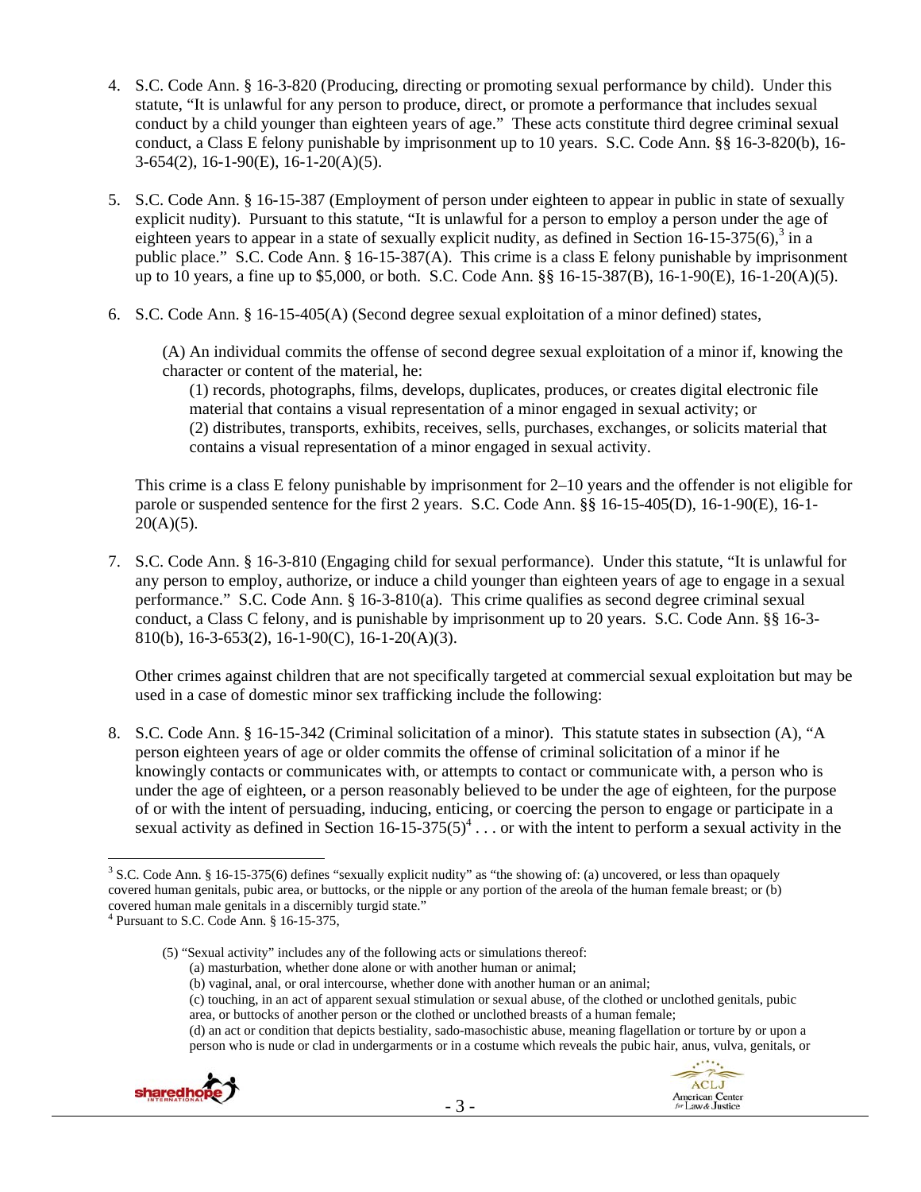4. S.C. Code Ann. § 16-3-820 (Producing, directing or promoting sexual performance by child). Under this statute, "It is unlawful for any person to produce, direct, or promote a performance that includes sexual conduct by a child younger than eighteen years of age." These acts constitute third degree criminal sexual conduct, a Class E felony punishable by imprisonment up to 10 years. S.C. Code Ann. §§ 16-3-820(b), 16-3-654(2), 16-1-90(E), 16-1-20(A)(5).

5. S.C. Code Ann. § 16-15-387 (Employment of person under eighteen to appear in public in state of sexually explicit nudity). Pursuant to this statute, "It is unlawful for a person to employ a person under the age of eighteen years to appear in a state of sexually explicit nudity, as defined in Section 16-15-375(6),[3] in a public place." S.C. Code Ann. § 16-15-387(A). This crime is a class E felony punishable by imprisonment up to 10 years, a fine up to $5,000, or both. S.C. Code Ann. §§ 16-15-387(B), 16-1-90(E), 16-1-20(A)(5).

6. S.C. Code Ann. § 16-15-405(A) (Second degree sexual exploitation of a minor defined) states,

   (A) An individual commits the offense of second degree sexual exploitation of a minor if, knowing the character or content of the material, he:
   (1) records, photographs, films, develops, duplicates, produces, or creates digital electronic file material that contains a visual representation of a minor engaged in sexual activity; or
   (2) distributes, transports, exhibits, receives, sells, purchases, exchanges, or solicits material that contains a visual representation of a minor engaged in sexual activity.

   This crime is a class E felony punishable by imprisonment for 2–10 years and the offender is not eligible for parole or suspended sentence for the first 2 years. S.C. Code Ann. §§ 16-15-405(D), 16-1-90(E), 16-1-20(A)(5).

7. S.C. Code Ann. § 16-3-810 (Engaging child for sexual performance). Under this statute, "It is unlawful for any person to employ, authorize, or induce a child younger than eighteen years of age to engage in a sexual performance." S.C. Code Ann. § 16-3-810(a). This crime qualifies as second degree criminal sexual conduct, a Class C felony, and is punishable by imprisonment up to 20 years. S.C. Code Ann. §§ 16-3-810(b), 16-3-653(2), 16-1-90(C), 16-1-20(A)(3).

   Other crimes against children that are not specifically targeted at commercial sexual exploitation but may be used in a case of domestic minor sex trafficking include the following:

8. S.C. Code Ann. § 16-15-342 (Criminal solicitation of a minor). This statute states in subsection (A), "A person eighteen years of age or older commits the offense of criminal solicitation of a minor if he knowingly contacts or communicates with, or attempts to contact or communicate with, a person who is under the age of eighteen, or a person reasonably believed to be under the age of eighteen, for the purpose of or with the intent of persuading, inducing, enticing, or coercing the person to engage or participate in a sexual activity as defined in Section 16-15-375(5)[4] . . . or with the intent to perform a sexual activity in the

---

[3] S.C. Code Ann. § 16-15-375(6) defines "sexually explicit nudity" as "the showing of: (a) uncovered, or less than opaquely covered human genitals, pubic area, or buttocks, or the nipple or any portion of the areola of the human female breast; or (b) covered human male genitals in a discernibly turgid state."

[4] Pursuant to S.C. Code Ann. § 16-15-375,

> (5) "Sexual activity" includes any of the following acts or simulations thereof:
> (a) masturbation, whether done alone or with another human or animal;
> (b) vaginal, anal, or oral intercourse, whether done with another human or an animal;
> (c) touching, in an act of apparent sexual stimulation or sexual abuse, of the clothed or unclothed genitals, pubic area, or buttocks of another person or the clothed or unclothed breasts of a human female;
> (d) an act or condition that depicts bestiality, sado-masochistic abuse, meaning flagellation or torture by or upon a person who is nude or clad in undergarments or in a costume which reveals the pubic hair, anus, vulva, genitals, or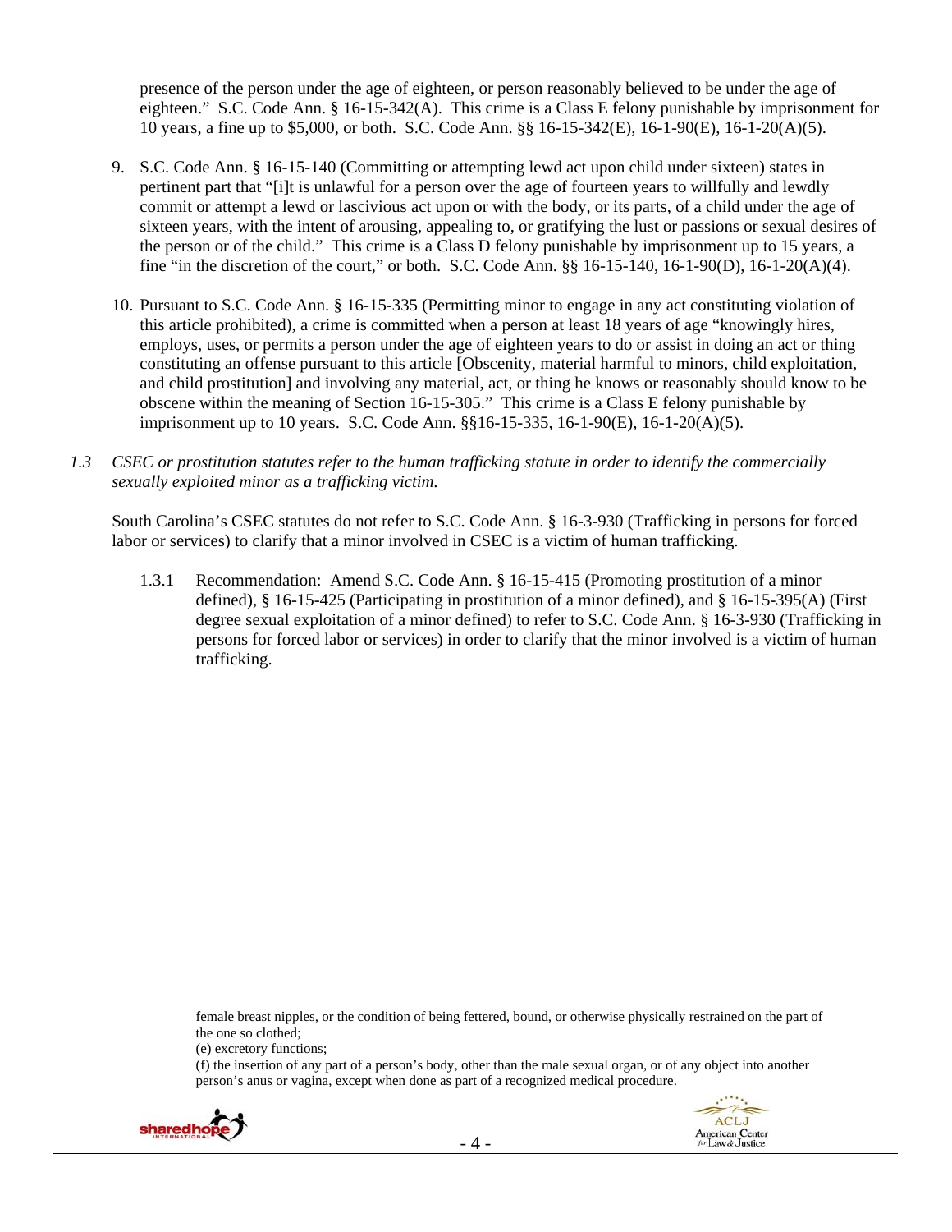presence of the person under the age of eighteen, or person reasonably believed to be under the age of eighteen." S.C. Code Ann. § 16-15-342(A). This crime is a Class E felony punishable by imprisonment for 10 years, a fine up to $5,000, or both. S.C. Code Ann. §§ 16-15-342(E), 16-1-90(E), 16-1-20(A)(5).

9. S.C. Code Ann. § 16-15-140 (Committing or attempting lewd act upon child under sixteen) states in pertinent part that "[i]t is unlawful for a person over the age of fourteen years to willfully and lewdly commit or attempt a lewd or lascivious act upon or with the body, or its parts, of a child under the age of sixteen years, with the intent of arousing, appealing to, or gratifying the lust or passions or sexual desires of the person or of the child." This crime is a Class D felony punishable by imprisonment up to 15 years, a fine "in the discretion of the court," or both. S.C. Code Ann. §§ 16-15-140, 16-1-90(D), 16-1-20(A)(4).

10. Pursuant to S.C. Code Ann. § 16-15-335 (Permitting minor to engage in any act constituting violation of this article prohibited), a crime is committed when a person at least 18 years of age "knowingly hires, employs, uses, or permits a person under the age of eighteen years to do or assist in doing an act or thing constituting an offense pursuant to this article [Obscenity, material harmful to minors, child exploitation, and child prostitution] and involving any material, act, or thing he knows or reasonably should know to be obscene within the meaning of Section 16-15-305." This crime is a Class E felony punishable by imprisonment up to 10 years. S.C. Code Ann. §§16-15-335, 16-1-90(E), 16-1-20(A)(5).

*1.3 CSEC or prostitution statutes refer to the human trafficking statute in order to identify the commercially sexually exploited minor as a trafficking victim.*

South Carolina's CSEC statutes do not refer to S.C. Code Ann. § 16-3-930 (Trafficking in persons for forced labor or services) to clarify that a minor involved in CSEC is a victim of human trafficking.

1.3.1 Recommendation: Amend S.C. Code Ann. § 16-15-415 (Promoting prostitution of a minor defined), § 16-15-425 (Participating in prostitution of a minor defined), and § 16-15-395(A) (First degree sexual exploitation of a minor defined) to refer to S.C. Code Ann. § 16-3-930 (Trafficking in persons for forced labor or services) in order to clarify that the minor involved is a victim of human trafficking.

---

female breast nipples, or the condition of being fettered, bound, or otherwise physically restrained on the part of the one so clothed;
(e) excretory functions;
(f) the insertion of any part of a person's body, other than the male sexual organ, or of any object into another person's anus or vagina, except when done as part of a recognized medical procedure.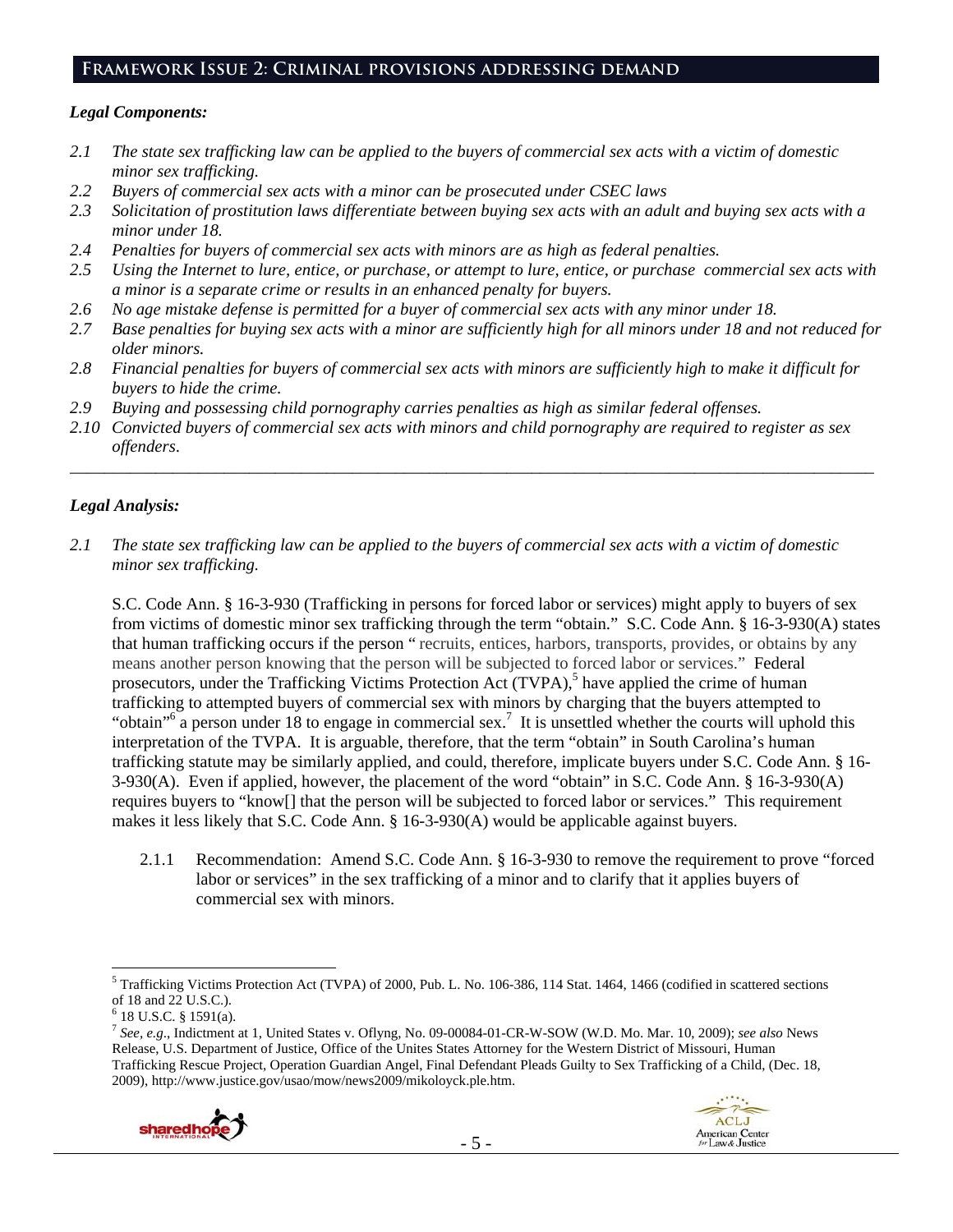## Framework Issue 2: Criminal provisions addressing demand

***Legal Components:***

*2.1 The state sex trafficking law can be applied to the buyers of commercial sex acts with a victim of domestic minor sex trafficking.*
*2.2 Buyers of commercial sex acts with a minor can be prosecuted under CSEC laws*
*2.3 Solicitation of prostitution laws differentiate between buying sex acts with an adult and buying sex acts with a minor under 18.*
*2.4 Penalties for buyers of commercial sex acts with minors are as high as federal penalties.*
*2.5 Using the Internet to lure, entice, or purchase, or attempt to lure, entice, or purchase commercial sex acts with a minor is a separate crime or results in an enhanced penalty for buyers.*
*2.6 No age mistake defense is permitted for a buyer of commercial sex acts with any minor under 18.*
*2.7 Base penalties for buying sex acts with a minor are sufficiently high for all minors under 18 and not reduced for older minors.*
*2.8 Financial penalties for buyers of commercial sex acts with minors are sufficiently high to make it difficult for buyers to hide the crime.*
*2.9 Buying and possessing child pornography carries penalties as high as similar federal offenses.*
*2.10 Convicted buyers of commercial sex acts with minors and child pornography are required to register as sex offenders.*

---

***Legal Analysis:***

*2.1 The state sex trafficking law can be applied to the buyers of commercial sex acts with a victim of domestic minor sex trafficking.*

S.C. Code Ann. § 16-3-930 (Trafficking in persons for forced labor or services) might apply to buyers of sex from victims of domestic minor sex trafficking through the term "obtain." S.C. Code Ann. § 16-3-930(A) states that human trafficking occurs if the person " recruits, entices, harbors, transports, provides, or obtains by any means another person knowing that the person will be subjected to forced labor or services." Federal prosecutors, under the Trafficking Victims Protection Act (TVPA),[5] have applied the crime of human trafficking to attempted buyers of commercial sex with minors by charging that the buyers attempted to "obtain"[6] a person under 18 to engage in commercial sex.[7] It is unsettled whether the courts will uphold this interpretation of the TVPA. It is arguable, therefore, that the term "obtain" in South Carolina's human trafficking statute may be similarly applied, and could, therefore, implicate buyers under S.C. Code Ann. § 16-3-930(A). Even if applied, however, the placement of the word "obtain" in S.C. Code Ann. § 16-3-930(A) requires buyers to "know[] that the person will be subjected to forced labor or services." This requirement makes it less likely that S.C. Code Ann. § 16-3-930(A) would be applicable against buyers.

2.1.1 Recommendation: Amend S.C. Code Ann. § 16-3-930 to remove the requirement to prove "forced labor or services" in the sex trafficking of a minor and to clarify that it applies buyers of commercial sex with minors.

---

[5] Trafficking Victims Protection Act (TVPA) of 2000, Pub. L. No. 106-386, 114 Stat. 1464, 1466 (codified in scattered sections of 18 and 22 U.S.C.).

[6] 18 U.S.C. § 1591(a).

[7] *See, e.g.*, Indictment at 1, United States v. Oflyng, No. 09-00084-01-CR-W-SOW (W.D. Mo. Mar. 10, 2009); *see also* News Release, U.S. Department of Justice, Office of the Unites States Attorney for the Western District of Missouri, Human Trafficking Rescue Project, Operation Guardian Angel, Final Defendant Pleads Guilty to Sex Trafficking of a Child, (Dec. 18, 2009), http://www.justice.gov/usao/mow/news2009/mikoloyck.ple.htm.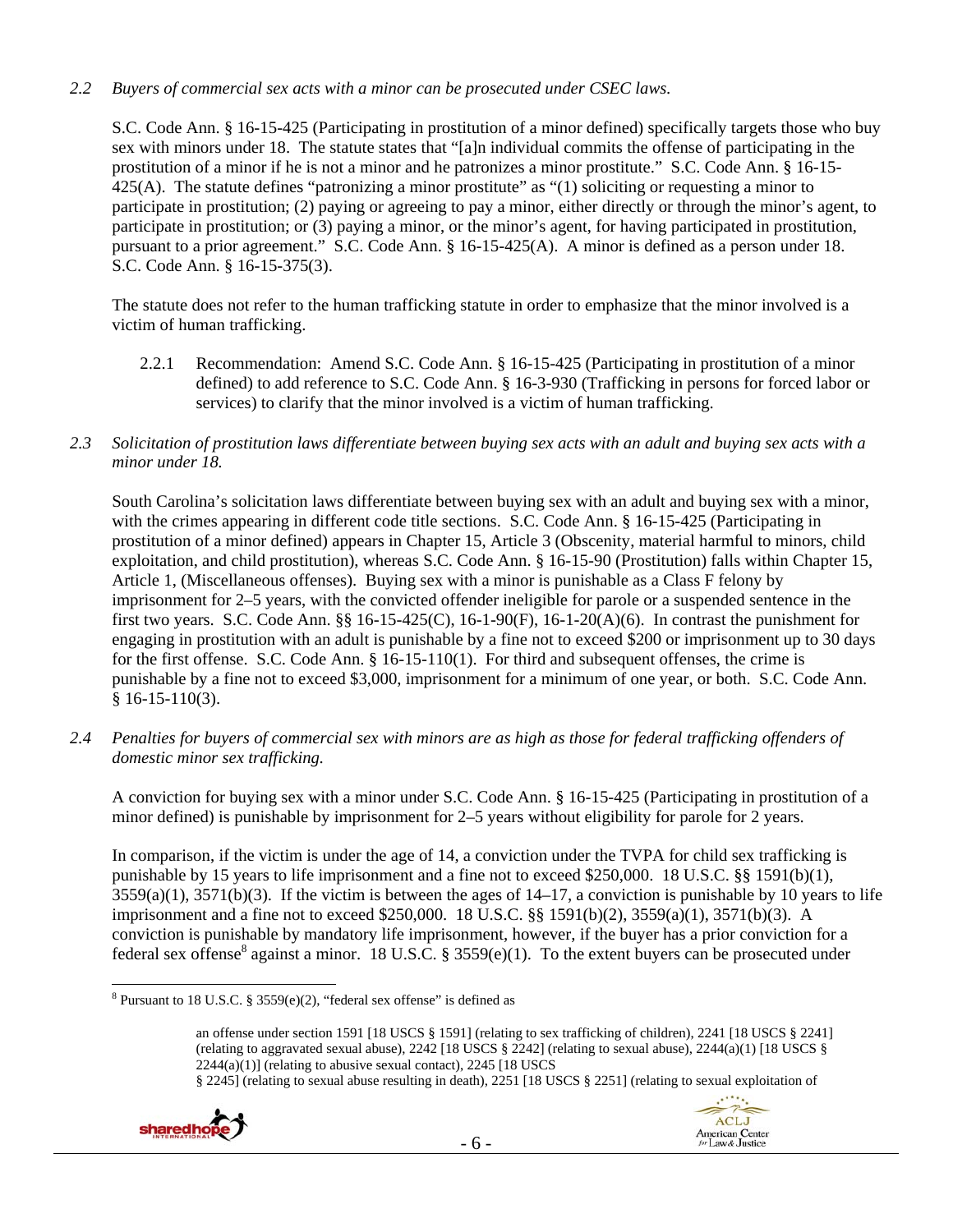*2.2 Buyers of commercial sex acts with a minor can be prosecuted under CSEC laws.*

S.C. Code Ann. § 16-15-425 (Participating in prostitution of a minor defined) specifically targets those who buy sex with minors under 18. The statute states that "[a]n individual commits the offense of participating in the prostitution of a minor if he is not a minor and he patronizes a minor prostitute." S.C. Code Ann. § 16-15-425(A). The statute defines "patronizing a minor prostitute" as "(1) soliciting or requesting a minor to participate in prostitution; (2) paying or agreeing to pay a minor, either directly or through the minor's agent, to participate in prostitution; or (3) paying a minor, or the minor's agent, for having participated in prostitution, pursuant to a prior agreement." S.C. Code Ann. § 16-15-425(A). A minor is defined as a person under 18. S.C. Code Ann. § 16-15-375(3).

The statute does not refer to the human trafficking statute in order to emphasize that the minor involved is a victim of human trafficking.

2.2.1 Recommendation: Amend S.C. Code Ann. § 16-15-425 (Participating in prostitution of a minor defined) to add reference to S.C. Code Ann. § 16-3-930 (Trafficking in persons for forced labor or services) to clarify that the minor involved is a victim of human trafficking.

*2.3 Solicitation of prostitution laws differentiate between buying sex acts with an adult and buying sex acts with a minor under 18.*

South Carolina's solicitation laws differentiate between buying sex with an adult and buying sex with a minor, with the crimes appearing in different code title sections. S.C. Code Ann. § 16-15-425 (Participating in prostitution of a minor defined) appears in Chapter 15, Article 3 (Obscenity, material harmful to minors, child exploitation, and child prostitution), whereas S.C. Code Ann. § 16-15-90 (Prostitution) falls within Chapter 15, Article 1, (Miscellaneous offenses). Buying sex with a minor is punishable as a Class F felony by imprisonment for 2–5 years, with the convicted offender ineligible for parole or a suspended sentence in the first two years. S.C. Code Ann. §§ 16-15-425(C), 16-1-90(F), 16-1-20(A)(6). In contrast the punishment for engaging in prostitution with an adult is punishable by a fine not to exceed $200 or imprisonment up to 30 days for the first offense. S.C. Code Ann. § 16-15-110(1). For third and subsequent offenses, the crime is punishable by a fine not to exceed $3,000, imprisonment for a minimum of one year, or both. S.C. Code Ann. § 16-15-110(3).

*2.4 Penalties for buyers of commercial sex with minors are as high as those for federal trafficking offenders of domestic minor sex trafficking.*

A conviction for buying sex with a minor under S.C. Code Ann. § 16-15-425 (Participating in prostitution of a minor defined) is punishable by imprisonment for 2–5 years without eligibility for parole for 2 years.

In comparison, if the victim is under the age of 14, a conviction under the TVPA for child sex trafficking is punishable by 15 years to life imprisonment and a fine not to exceed $250,000. 18 U.S.C. §§ 1591(b)(1), 3559(a)(1), 3571(b)(3). If the victim is between the ages of 14–17, a conviction is punishable by 10 years to life imprisonment and a fine not to exceed $250,000. 18 U.S.C. §§ 1591(b)(2), 3559(a)(1), 3571(b)(3). A conviction is punishable by mandatory life imprisonment, however, if the buyer has a prior conviction for a federal sex offense[8] against a minor. 18 U.S.C. § 3559(e)(1). To the extent buyers can be prosecuted under

---

[8] Pursuant to 18 U.S.C. § 3559(e)(2), "federal sex offense" is defined as

> an offense under section 1591 [18 USCS § 1591] (relating to sex trafficking of children), 2241 [18 USCS § 2241] (relating to aggravated sexual abuse), 2242 [18 USCS § 2242] (relating to sexual abuse), 2244(a)(1) [18 USCS § 2244(a)(1)] (relating to abusive sexual contact), 2245 [18 USCS § 2245] (relating to sexual abuse resulting in death), 2251 [18 USCS § 2251] (relating to sexual exploitation of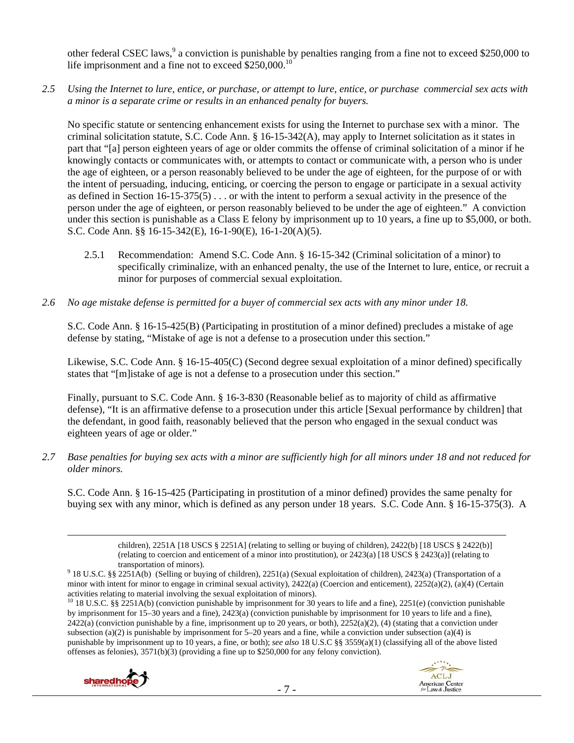other federal CSEC laws,[9] a conviction is punishable by penalties ranging from a fine not to exceed $250,000 to life imprisonment and a fine not to exceed $250,000.[10]

*2.5 Using the Internet to lure, entice, or purchase, or attempt to lure, entice, or purchase commercial sex acts with a minor is a separate crime or results in an enhanced penalty for buyers.*

No specific statute or sentencing enhancement exists for using the Internet to purchase sex with a minor. The criminal solicitation statute, S.C. Code Ann. § 16-15-342(A), may apply to Internet solicitation as it states in part that "[a] person eighteen years of age or older commits the offense of criminal solicitation of a minor if he knowingly contacts or communicates with, or attempts to contact or communicate with, a person who is under the age of eighteen, or a person reasonably believed to be under the age of eighteen, for the purpose of or with the intent of persuading, inducing, enticing, or coercing the person to engage or participate in a sexual activity as defined in Section 16-15-375(5) . . . or with the intent to perform a sexual activity in the presence of the person under the age of eighteen, or person reasonably believed to be under the age of eighteen." A conviction under this section is punishable as a Class E felony by imprisonment up to 10 years, a fine up to $5,000, or both. S.C. Code Ann. §§ 16-15-342(E), 16-1-90(E), 16-1-20(A)(5).

2.5.1 Recommendation: Amend S.C. Code Ann. § 16-15-342 (Criminal solicitation of a minor) to specifically criminalize, with an enhanced penalty, the use of the Internet to lure, entice, or recruit a minor for purposes of commercial sexual exploitation.

*2.6 No age mistake defense is permitted for a buyer of commercial sex acts with any minor under 18.*

S.C. Code Ann. § 16-15-425(B) (Participating in prostitution of a minor defined) precludes a mistake of age defense by stating, "Mistake of age is not a defense to a prosecution under this section."

Likewise, S.C. Code Ann. § 16-15-405(C) (Second degree sexual exploitation of a minor defined) specifically states that "[m]istake of age is not a defense to a prosecution under this section."

Finally, pursuant to S.C. Code Ann. § 16-3-830 (Reasonable belief as to majority of child as affirmative defense), "It is an affirmative defense to a prosecution under this article [Sexual performance by children] that the defendant, in good faith, reasonably believed that the person who engaged in the sexual conduct was eighteen years of age or older."

*2.7 Base penalties for buying sex acts with a minor are sufficiently high for all minors under 18 and not reduced for older minors.*

S.C. Code Ann. § 16-15-425 (Participating in prostitution of a minor defined) provides the same penalty for buying sex with any minor, which is defined as any person under 18 years. S.C. Code Ann. § 16-15-375(3). A

---

children), 2251A [18 USCS § 2251A] (relating to selling or buying of children), 2422(b) [18 USCS § 2422(b)] (relating to coercion and enticement of a minor into prostitution), or 2423(a) [18 USCS § 2423(a)] (relating to transportation of minors).

[9] 18 U.S.C. §§ 2251A(b) (Selling or buying of children), 2251(a) (Sexual exploitation of children), 2423(a) (Transportation of a minor with intent for minor to engage in criminal sexual activity), 2422(a) (Coercion and enticement), 2252(a)(2), (a)(4) (Certain activities relating to material involving the sexual exploitation of minors).

[10] 18 U.S.C. §§ 2251A(b) (conviction punishable by imprisonment for 30 years to life and a fine), 2251(e) (conviction punishable by imprisonment for 15–30 years and a fine), 2423(a) (conviction punishable by imprisonment for 10 years to life and a fine), 2422(a) (conviction punishable by a fine, imprisonment up to 20 years, or both), 2252(a)(2), (4) (stating that a conviction under subsection (a)(2) is punishable by imprisonment for 5–20 years and a fine, while a conviction under subsection (a)(4) is punishable by imprisonment up to 10 years, a fine, or both); *see also* 18 U.S.C §§ 3559(a)(1) (classifying all of the above listed offenses as felonies), 3571(b)(3) (providing a fine up to $250,000 for any felony conviction).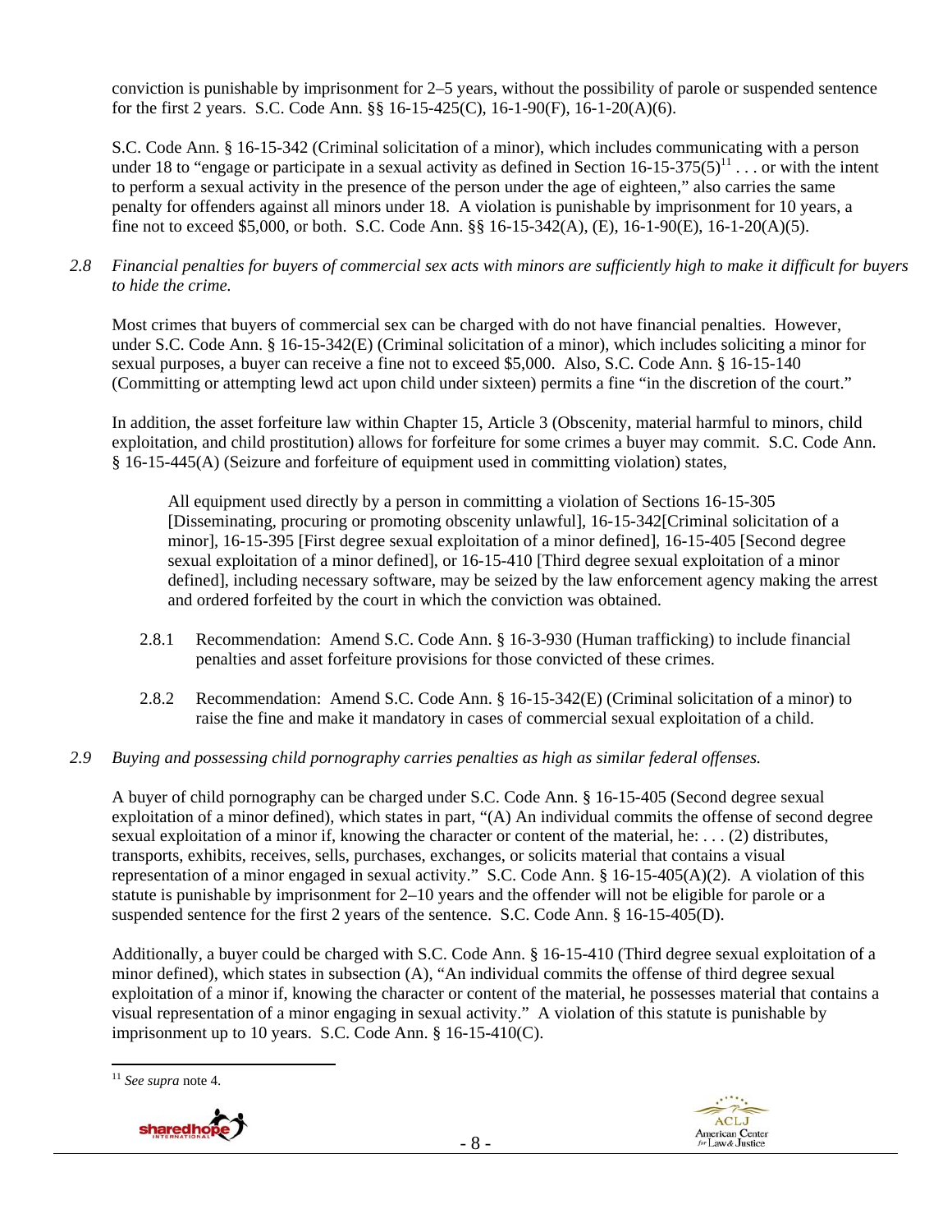conviction is punishable by imprisonment for 2–5 years, without the possibility of parole or suspended sentence for the first 2 years. S.C. Code Ann. §§ 16-15-425(C), 16-1-90(F), 16-1-20(A)(6).

S.C. Code Ann. § 16-15-342 (Criminal solicitation of a minor), which includes communicating with a person under 18 to "engage or participate in a sexual activity as defined in Section 16-15-375(5)[11] . . . or with the intent to perform a sexual activity in the presence of the person under the age of eighteen," also carries the same penalty for offenders against all minors under 18. A violation is punishable by imprisonment for 10 years, a fine not to exceed $5,000, or both. S.C. Code Ann. §§ 16-15-342(A), (E), 16-1-90(E), 16-1-20(A)(5).

*2.8 Financial penalties for buyers of commercial sex acts with minors are sufficiently high to make it difficult for buyers to hide the crime.*

Most crimes that buyers of commercial sex can be charged with do not have financial penalties. However, under S.C. Code Ann. § 16-15-342(E) (Criminal solicitation of a minor), which includes soliciting a minor for sexual purposes, a buyer can receive a fine not to exceed $5,000. Also, S.C. Code Ann. § 16-15-140 (Committing or attempting lewd act upon child under sixteen) permits a fine "in the discretion of the court."

In addition, the asset forfeiture law within Chapter 15, Article 3 (Obscenity, material harmful to minors, child exploitation, and child prostitution) allows for forfeiture for some crimes a buyer may commit. S.C. Code Ann. § 16-15-445(A) (Seizure and forfeiture of equipment used in committing violation) states,

> All equipment used directly by a person in committing a violation of Sections 16-15-305 [Disseminating, procuring or promoting obscenity unlawful], 16-15-342[Criminal solicitation of a minor], 16-15-395 [First degree sexual exploitation of a minor defined], 16-15-405 [Second degree sexual exploitation of a minor defined], or 16-15-410 [Third degree sexual exploitation of a minor defined], including necessary software, may be seized by the law enforcement agency making the arrest and ordered forfeited by the court in which the conviction was obtained.

2.8.1 Recommendation: Amend S.C. Code Ann. § 16-3-930 (Human trafficking) to include financial penalties and asset forfeiture provisions for those convicted of these crimes.

2.8.2 Recommendation: Amend S.C. Code Ann. § 16-15-342(E) (Criminal solicitation of a minor) to raise the fine and make it mandatory in cases of commercial sexual exploitation of a child.

*2.9 Buying and possessing child pornography carries penalties as high as similar federal offenses.*

A buyer of child pornography can be charged under S.C. Code Ann. § 16-15-405 (Second degree sexual exploitation of a minor defined), which states in part, "(A) An individual commits the offense of second degree sexual exploitation of a minor if, knowing the character or content of the material, he: . . . (2) distributes, transports, exhibits, receives, sells, purchases, exchanges, or solicits material that contains a visual representation of a minor engaged in sexual activity." S.C. Code Ann. § 16-15-405(A)(2). A violation of this statute is punishable by imprisonment for 2–10 years and the offender will not be eligible for parole or a suspended sentence for the first 2 years of the sentence. S.C. Code Ann. § 16-15-405(D).

Additionally, a buyer could be charged with S.C. Code Ann. § 16-15-410 (Third degree sexual exploitation of a minor defined), which states in subsection (A), "An individual commits the offense of third degree sexual exploitation of a minor if, knowing the character or content of the material, he possesses material that contains a visual representation of a minor engaging in sexual activity." A violation of this statute is punishable by imprisonment up to 10 years. S.C. Code Ann. § 16-15-410(C).

[11] *See supra* note 4.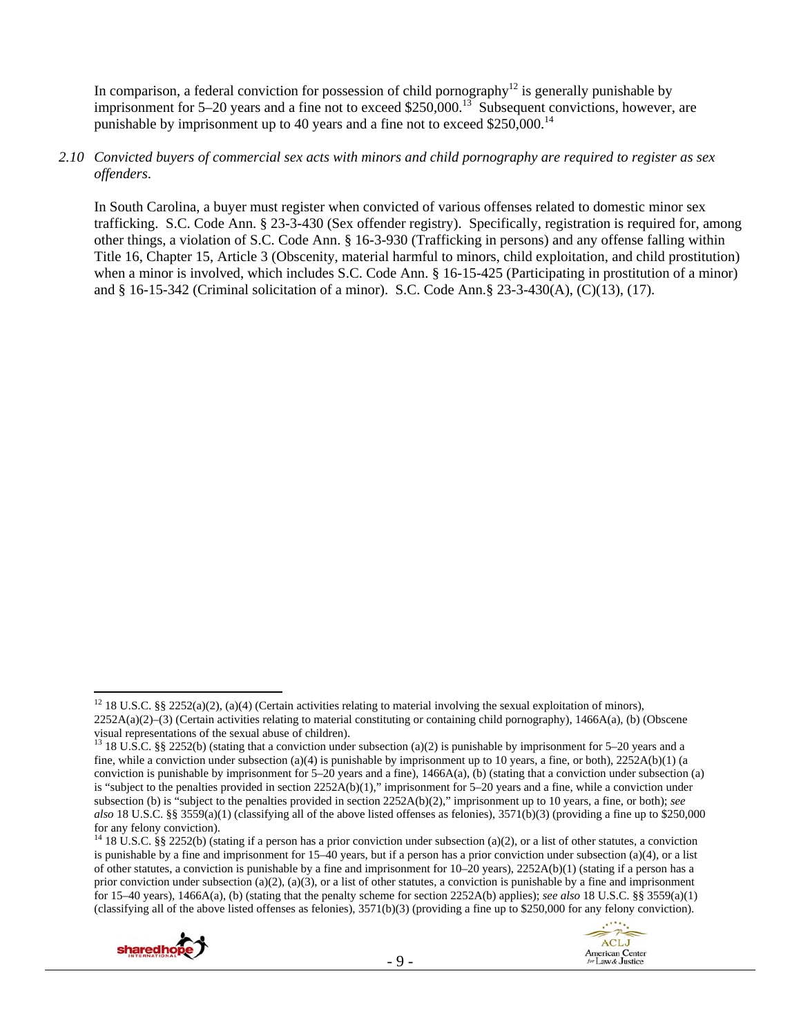In comparison, a federal conviction for possession of child pornography[12] is generally punishable by imprisonment for 5–20 years and a fine not to exceed $250,000.[13] Subsequent convictions, however, are punishable by imprisonment up to 40 years and a fine not to exceed $250,000.[14]

*2.10 Convicted buyers of commercial sex acts with minors and child pornography are required to register as sex offenders.*

In South Carolina, a buyer must register when convicted of various offenses related to domestic minor sex trafficking. S.C. Code Ann. § 23-3-430 (Sex offender registry). Specifically, registration is required for, among other things, a violation of S.C. Code Ann. § 16-3-930 (Trafficking in persons) and any offense falling within Title 16, Chapter 15, Article 3 (Obscenity, material harmful to minors, child exploitation, and child prostitution) when a minor is involved, which includes S.C. Code Ann. § 16-15-425 (Participating in prostitution of a minor) and § 16-15-342 (Criminal solicitation of a minor). S.C. Code Ann.§ 23-3-430(A), (C)(13), (17).

---

[12] 18 U.S.C. §§ 2252(a)(2), (a)(4) (Certain activities relating to material involving the sexual exploitation of minors), 2252A(a)(2)–(3) (Certain activities relating to material constituting or containing child pornography), 1466A(a), (b) (Obscene visual representations of the sexual abuse of children).

[13] 18 U.S.C. §§ 2252(b) (stating that a conviction under subsection (a)(2) is punishable by imprisonment for 5–20 years and a fine, while a conviction under subsection (a)(4) is punishable by imprisonment up to 10 years, a fine, or both), 2252A(b)(1) (a conviction is punishable by imprisonment for 5–20 years and a fine), 1466A(a), (b) (stating that a conviction under subsection (a) is "subject to the penalties provided in section 2252A(b)(1)," imprisonment for 5–20 years and a fine, while a conviction under subsection (b) is "subject to the penalties provided in section 2252A(b)(2)," imprisonment up to 10 years, a fine, or both); *see also* 18 U.S.C. §§ 3559(a)(1) (classifying all of the above listed offenses as felonies), 3571(b)(3) (providing a fine up to $250,000 for any felony conviction).

[14] 18 U.S.C. §§ 2252(b) (stating if a person has a prior conviction under subsection (a)(2), or a list of other statutes, a conviction is punishable by a fine and imprisonment for 15–40 years, but if a person has a prior conviction under subsection (a)(4), or a list of other statutes, a conviction is punishable by a fine and imprisonment for 10–20 years), 2252A(b)(1) (stating if a person has a prior conviction under subsection (a)(2), (a)(3), or a list of other statutes, a conviction is punishable by a fine and imprisonment for 15–40 years), 1466A(a), (b) (stating that the penalty scheme for section 2252A(b) applies); *see also* 18 U.S.C. §§ 3559(a)(1) (classifying all of the above listed offenses as felonies), 3571(b)(3) (providing a fine up to $250,000 for any felony conviction).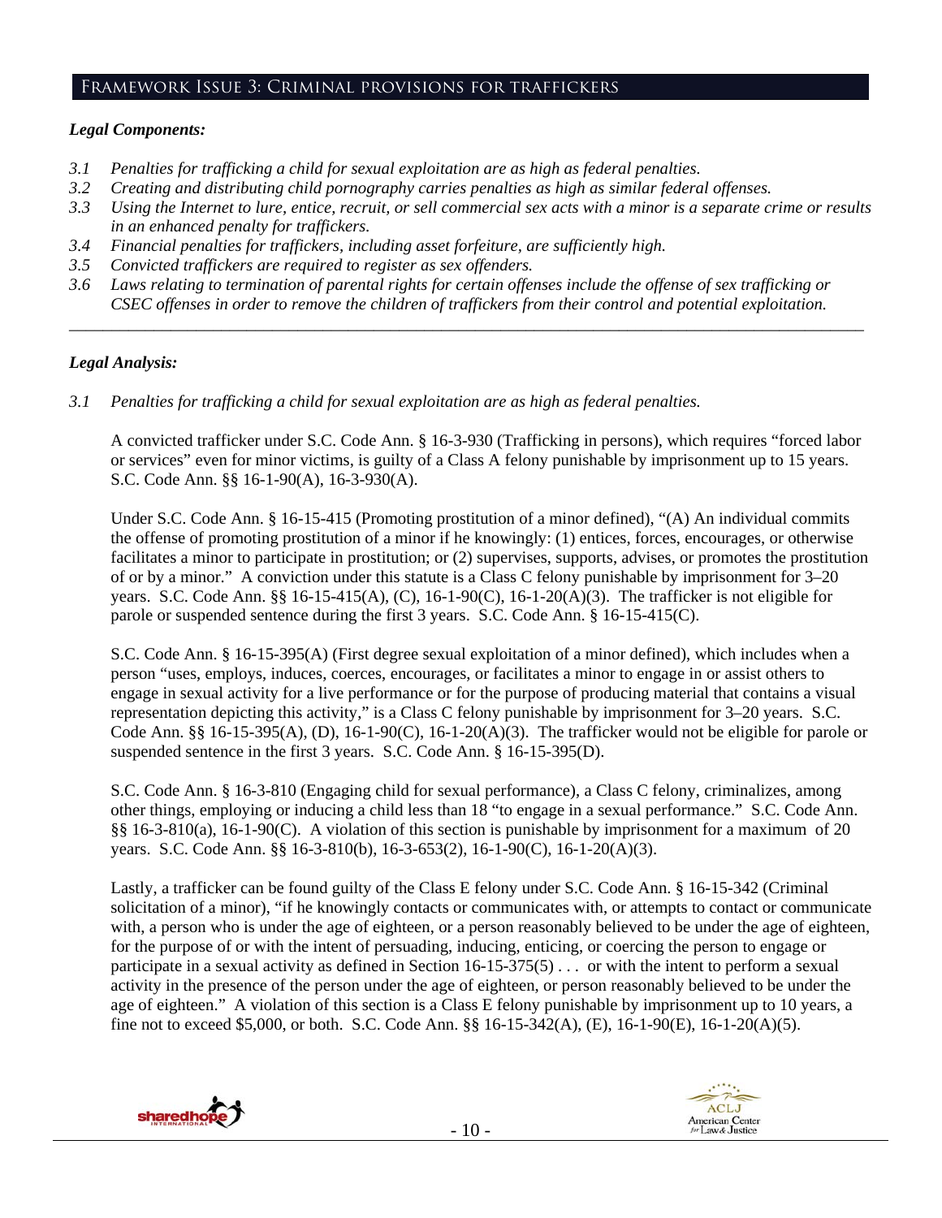## Framework Issue 3: Criminal provisions for traffickers

***Legal Components:***

*3.1 Penalties for trafficking a child for sexual exploitation are as high as federal penalties.*
*3.2 Creating and distributing child pornography carries penalties as high as similar federal offenses.*
*3.3 Using the Internet to lure, entice, recruit, or sell commercial sex acts with a minor is a separate crime or results in an enhanced penalty for traffickers.*
*3.4 Financial penalties for traffickers, including asset forfeiture, are sufficiently high.*
*3.5 Convicted traffickers are required to register as sex offenders.*
*3.6 Laws relating to termination of parental rights for certain offenses include the offense of sex trafficking or CSEC offenses in order to remove the children of traffickers from their control and potential exploitation.*

---

***Legal Analysis:***

*3.1 Penalties for trafficking a child for sexual exploitation are as high as federal penalties.*

A convicted trafficker under S.C. Code Ann. § 16-3-930 (Trafficking in persons), which requires "forced labor or services" even for minor victims, is guilty of a Class A felony punishable by imprisonment up to 15 years. S.C. Code Ann. §§ 16-1-90(A), 16-3-930(A).

Under S.C. Code Ann. § 16-15-415 (Promoting prostitution of a minor defined), "(A) An individual commits the offense of promoting prostitution of a minor if he knowingly: (1) entices, forces, encourages, or otherwise facilitates a minor to participate in prostitution; or (2) supervises, supports, advises, or promotes the prostitution of or by a minor." A conviction under this statute is a Class C felony punishable by imprisonment for 3–20 years. S.C. Code Ann. §§ 16-15-415(A), (C), 16-1-90(C), 16-1-20(A)(3). The trafficker is not eligible for parole or suspended sentence during the first 3 years. S.C. Code Ann. § 16-15-415(C).

S.C. Code Ann. § 16-15-395(A) (First degree sexual exploitation of a minor defined), which includes when a person "uses, employs, induces, coerces, encourages, or facilitates a minor to engage in or assist others to engage in sexual activity for a live performance or for the purpose of producing material that contains a visual representation depicting this activity," is a Class C felony punishable by imprisonment for 3–20 years. S.C. Code Ann. §§ 16-15-395(A), (D), 16-1-90(C), 16-1-20(A)(3). The trafficker would not be eligible for parole or suspended sentence in the first 3 years. S.C. Code Ann. § 16-15-395(D).

S.C. Code Ann. § 16-3-810 (Engaging child for sexual performance), a Class C felony, criminalizes, among other things, employing or inducing a child less than 18 "to engage in a sexual performance." S.C. Code Ann. §§ 16-3-810(a), 16-1-90(C). A violation of this section is punishable by imprisonment for a maximum of 20 years. S.C. Code Ann. §§ 16-3-810(b), 16-3-653(2), 16-1-90(C), 16-1-20(A)(3).

Lastly, a trafficker can be found guilty of the Class E felony under S.C. Code Ann. § 16-15-342 (Criminal solicitation of a minor), "if he knowingly contacts or communicates with, or attempts to contact or communicate with, a person who is under the age of eighteen, or a person reasonably believed to be under the age of eighteen, for the purpose of or with the intent of persuading, inducing, enticing, or coercing the person to engage or participate in a sexual activity as defined in Section 16-15-375(5) . . . or with the intent to perform a sexual activity in the presence of the person under the age of eighteen, or person reasonably believed to be under the age of eighteen." A violation of this section is a Class E felony punishable by imprisonment up to 10 years, a fine not to exceed $5,000, or both. S.C. Code Ann. §§ 16-15-342(A), (E), 16-1-90(E), 16-1-20(A)(5).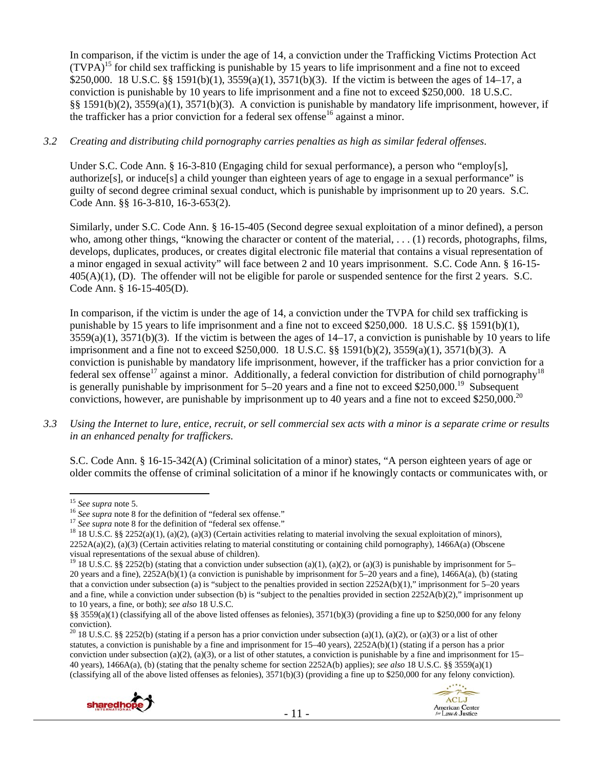In comparison, if the victim is under the age of 14, a conviction under the Trafficking Victims Protection Act (TVPA)[15] for child sex trafficking is punishable by 15 years to life imprisonment and a fine not to exceed $250,000. 18 U.S.C. §§ 1591(b)(1), 3559(a)(1), 3571(b)(3). If the victim is between the ages of 14–17, a conviction is punishable by 10 years to life imprisonment and a fine not to exceed $250,000. 18 U.S.C. §§ 1591(b)(2), 3559(a)(1), 3571(b)(3). A conviction is punishable by mandatory life imprisonment, however, if the trafficker has a prior conviction for a federal sex offense[16] against a minor.

*3.2 Creating and distributing child pornography carries penalties as high as similar federal offenses.*

Under S.C. Code Ann. § 16-3-810 (Engaging child for sexual performance), a person who "employ[s], authorize[s], or induce[s] a child younger than eighteen years of age to engage in a sexual performance" is guilty of second degree criminal sexual conduct, which is punishable by imprisonment up to 20 years. S.C. Code Ann. §§ 16-3-810, 16-3-653(2).

Similarly, under S.C. Code Ann. § 16-15-405 (Second degree sexual exploitation of a minor defined), a person who, among other things, "knowing the character or content of the material, . . . (1) records, photographs, films, develops, duplicates, produces, or creates digital electronic file material that contains a visual representation of a minor engaged in sexual activity" will face between 2 and 10 years imprisonment. S.C. Code Ann. § 16-15-405(A)(1), (D). The offender will not be eligible for parole or suspended sentence for the first 2 years. S.C. Code Ann. § 16-15-405(D).

In comparison, if the victim is under the age of 14, a conviction under the TVPA for child sex trafficking is punishable by 15 years to life imprisonment and a fine not to exceed $250,000. 18 U.S.C. §§ 1591(b)(1), 3559(a)(1), 3571(b)(3). If the victim is between the ages of 14–17, a conviction is punishable by 10 years to life imprisonment and a fine not to exceed $250,000. 18 U.S.C. §§ 1591(b)(2), 3559(a)(1), 3571(b)(3). A conviction is punishable by mandatory life imprisonment, however, if the trafficker has a prior conviction for a federal sex offense[17] against a minor. Additionally, a federal conviction for distribution of child pornography[18] is generally punishable by imprisonment for 5–20 years and a fine not to exceed $250,000.[19] Subsequent convictions, however, are punishable by imprisonment up to 40 years and a fine not to exceed $250,000.[20]

*3.3 Using the Internet to lure, entice, recruit, or sell commercial sex acts with a minor is a separate crime or results in an enhanced penalty for traffickers.*

S.C. Code Ann. § 16-15-342(A) (Criminal solicitation of a minor) states, "A person eighteen years of age or older commits the offense of criminal solicitation of a minor if he knowingly contacts or communicates with, or

---

[15] *See supra* note 5.

[16] *See supra* note 8 for the definition of "federal sex offense."

[17] *See supra* note 8 for the definition of "federal sex offense."

[18] 18 U.S.C. §§ 2252(a)(1), (a)(2), (a)(3) (Certain activities relating to material involving the sexual exploitation of minors), 2252A(a)(2), (a)(3) (Certain activities relating to material constituting or containing child pornography), 1466A(a) (Obscene visual representations of the sexual abuse of children).

[19] 18 U.S.C. §§ 2252(b) (stating that a conviction under subsection (a)(1), (a)(2), or (a)(3) is punishable by imprisonment for 5–20 years and a fine), 2252A(b)(1) (a conviction is punishable by imprisonment for 5–20 years and a fine), 1466A(a), (b) (stating that a conviction under subsection (a) is "subject to the penalties provided in section 2252A(b)(1)," imprisonment for 5–20 years and a fine, while a conviction under subsection (b) is "subject to the penalties provided in section 2252A(b)(2)," imprisonment up to 10 years, a fine, or both); *see also* 18 U.S.C. §§ 3559(a)(1) (classifying all of the above listed offenses as felonies), 3571(b)(3) (providing a fine up to $250,000 for any felony conviction).

[20] 18 U.S.C. §§ 2252(b) (stating if a person has a prior conviction under subsection (a)(1), (a)(2), or (a)(3) or a list of other statutes, a conviction is punishable by a fine and imprisonment for 15–40 years), 2252A(b)(1) (stating if a person has a prior conviction under subsection (a)(2), (a)(3), or a list of other statutes, a conviction is punishable by a fine and imprisonment for 15–40 years), 1466A(a), (b) (stating that the penalty scheme for section 2252A(b) applies); *see also* 18 U.S.C. §§ 3559(a)(1) (classifying all of the above listed offenses as felonies), 3571(b)(3) (providing a fine up to $250,000 for any felony conviction).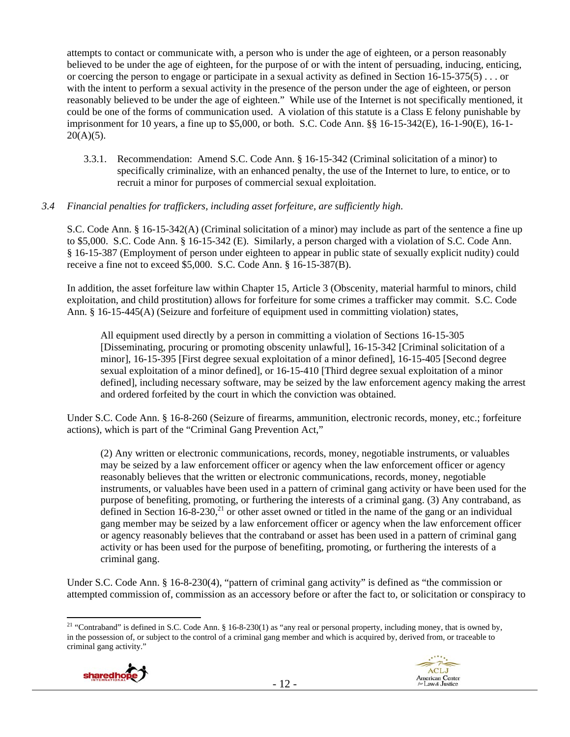attempts to contact or communicate with, a person who is under the age of eighteen, or a person reasonably believed to be under the age of eighteen, for the purpose of or with the intent of persuading, inducing, enticing, or coercing the person to engage or participate in a sexual activity as defined in Section 16-15-375(5) . . . or with the intent to perform a sexual activity in the presence of the person under the age of eighteen, or person reasonably believed to be under the age of eighteen." While use of the Internet is not specifically mentioned, it could be one of the forms of communication used. A violation of this statute is a Class E felony punishable by imprisonment for 10 years, a fine up to $5,000, or both. S.C. Code Ann. §§ 16-15-342(E), 16-1-90(E), 16-1-20(A)(5).

3.3.1. Recommendation: Amend S.C. Code Ann. § 16-15-342 (Criminal solicitation of a minor) to specifically criminalize, with an enhanced penalty, the use of the Internet to lure, to entice, or to recruit a minor for purposes of commercial sexual exploitation.

*3.4 Financial penalties for traffickers, including asset forfeiture, are sufficiently high.*

S.C. Code Ann. § 16-15-342(A) (Criminal solicitation of a minor) may include as part of the sentence a fine up to $5,000. S.C. Code Ann. § 16-15-342 (E). Similarly, a person charged with a violation of S.C. Code Ann. § 16-15-387 (Employment of person under eighteen to appear in public state of sexually explicit nudity) could receive a fine not to exceed $5,000. S.C. Code Ann. § 16-15-387(B).

In addition, the asset forfeiture law within Chapter 15, Article 3 (Obscenity, material harmful to minors, child exploitation, and child prostitution) allows for forfeiture for some crimes a trafficker may commit. S.C. Code Ann. § 16-15-445(A) (Seizure and forfeiture of equipment used in committing violation) states,

> All equipment used directly by a person in committing a violation of Sections 16-15-305 [Disseminating, procuring or promoting obscenity unlawful], 16-15-342 [Criminal solicitation of a minor], 16-15-395 [First degree sexual exploitation of a minor defined], 16-15-405 [Second degree sexual exploitation of a minor defined], or 16-15-410 [Third degree sexual exploitation of a minor defined], including necessary software, may be seized by the law enforcement agency making the arrest and ordered forfeited by the court in which the conviction was obtained.

Under S.C. Code Ann. § 16-8-260 (Seizure of firearms, ammunition, electronic records, money, etc.; forfeiture actions), which is part of the "Criminal Gang Prevention Act,"

> (2) Any written or electronic communications, records, money, negotiable instruments, or valuables may be seized by a law enforcement officer or agency when the law enforcement officer or agency reasonably believes that the written or electronic communications, records, money, negotiable instruments, or valuables have been used in a pattern of criminal gang activity or have been used for the purpose of benefiting, promoting, or furthering the interests of a criminal gang. (3) Any contraband, as defined in Section 16-8-230,[21] or other asset owned or titled in the name of the gang or an individual gang member may be seized by a law enforcement officer or agency when the law enforcement officer or agency reasonably believes that the contraband or asset has been used in a pattern of criminal gang activity or has been used for the purpose of benefiting, promoting, or furthering the interests of a criminal gang.

Under S.C. Code Ann. § 16-8-230(4), "pattern of criminal gang activity" is defined as "the commission or attempted commission of, commission as an accessory before or after the fact to, or solicitation or conspiracy to

[21] "Contraband" is defined in S.C. Code Ann. § 16-8-230(1) as "any real or personal property, including money, that is owned by, in the possession of, or subject to the control of a criminal gang member and which is acquired by, derived from, or traceable to criminal gang activity."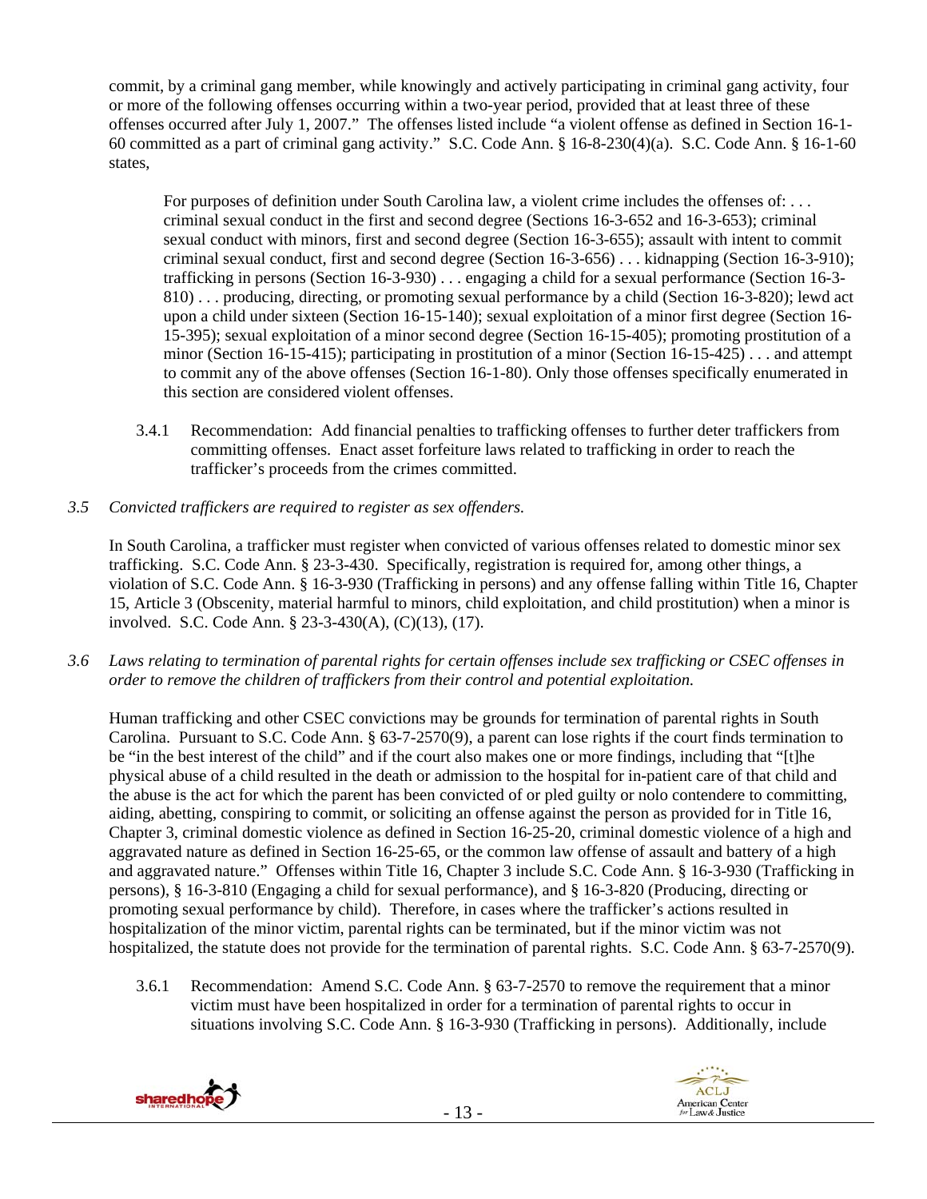commit, by a criminal gang member, while knowingly and actively participating in criminal gang activity, four or more of the following offenses occurring within a two-year period, provided that at least three of these offenses occurred after July 1, 2007." The offenses listed include "a violent offense as defined in Section 16-1-60 committed as a part of criminal gang activity." S.C. Code Ann. § 16-8-230(4)(a). S.C. Code Ann. § 16-1-60 states,

> For purposes of definition under South Carolina law, a violent crime includes the offenses of: . . . criminal sexual conduct in the first and second degree (Sections 16-3-652 and 16-3-653); criminal sexual conduct with minors, first and second degree (Section 16-3-655); assault with intent to commit criminal sexual conduct, first and second degree (Section 16-3-656) . . . kidnapping (Section 16-3-910); trafficking in persons (Section 16-3-930) . . . engaging a child for a sexual performance (Section 16-3-810) . . . producing, directing, or promoting sexual performance by a child (Section 16-3-820); lewd act upon a child under sixteen (Section 16-15-140); sexual exploitation of a minor first degree (Section 16-15-395); sexual exploitation of a minor second degree (Section 16-15-405); promoting prostitution of a minor (Section 16-15-415); participating in prostitution of a minor (Section 16-15-425) . . . and attempt to commit any of the above offenses (Section 16-1-80). Only those offenses specifically enumerated in this section are considered violent offenses.

3.4.1 Recommendation: Add financial penalties to trafficking offenses to further deter traffickers from committing offenses. Enact asset forfeiture laws related to trafficking in order to reach the trafficker's proceeds from the crimes committed.

*3.5 Convicted traffickers are required to register as sex offenders.*

In South Carolina, a trafficker must register when convicted of various offenses related to domestic minor sex trafficking. S.C. Code Ann. § 23-3-430. Specifically, registration is required for, among other things, a violation of S.C. Code Ann. § 16-3-930 (Trafficking in persons) and any offense falling within Title 16, Chapter 15, Article 3 (Obscenity, material harmful to minors, child exploitation, and child prostitution) when a minor is involved. S.C. Code Ann. § 23-3-430(A), (C)(13), (17).

*3.6 Laws relating to termination of parental rights for certain offenses include sex trafficking or CSEC offenses in order to remove the children of traffickers from their control and potential exploitation.*

Human trafficking and other CSEC convictions may be grounds for termination of parental rights in South Carolina. Pursuant to S.C. Code Ann. § 63-7-2570(9), a parent can lose rights if the court finds termination to be "in the best interest of the child" and if the court also makes one or more findings, including that "[t]he physical abuse of a child resulted in the death or admission to the hospital for in-patient care of that child and the abuse is the act for which the parent has been convicted of or pled guilty or nolo contendere to committing, aiding, abetting, conspiring to commit, or soliciting an offense against the person as provided for in Title 16, Chapter 3, criminal domestic violence as defined in Section 16-25-20, criminal domestic violence of a high and aggravated nature as defined in Section 16-25-65, or the common law offense of assault and battery of a high and aggravated nature." Offenses within Title 16, Chapter 3 include S.C. Code Ann. § 16-3-930 (Trafficking in persons), § 16-3-810 (Engaging a child for sexual performance), and § 16-3-820 (Producing, directing or promoting sexual performance by child). Therefore, in cases where the trafficker's actions resulted in hospitalization of the minor victim, parental rights can be terminated, but if the minor victim was not hospitalized, the statute does not provide for the termination of parental rights. S.C. Code Ann. § 63-7-2570(9).

3.6.1 Recommendation: Amend S.C. Code Ann. § 63-7-2570 to remove the requirement that a minor victim must have been hospitalized in order for a termination of parental rights to occur in situations involving S.C. Code Ann. § 16-3-930 (Trafficking in persons). Additionally, include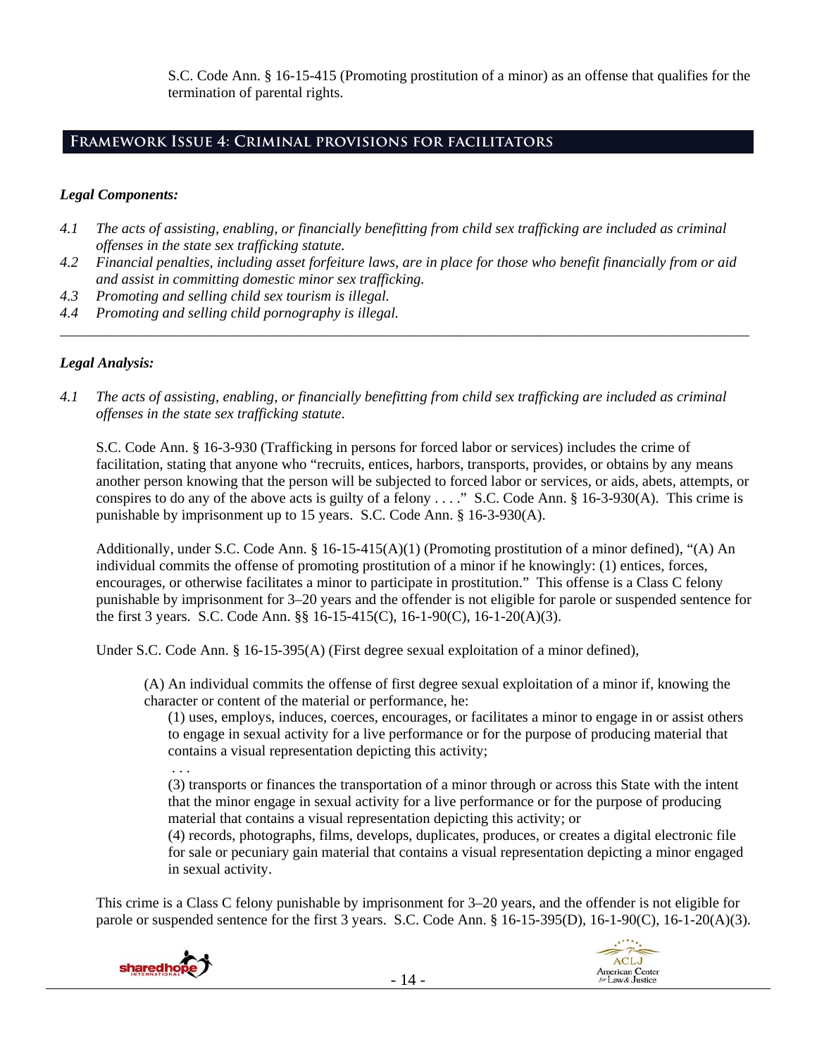S.C. Code Ann. § 16-15-415 (Promoting prostitution of a minor) as an offense that qualifies for the termination of parental rights.

## Framework Issue 4: Criminal provisions for facilitators

### *Legal Components:*

*4.1 The acts of assisting, enabling, or financially benefitting from child sex trafficking are included as criminal offenses in the state sex trafficking statute.*

*4.2 Financial penalties, including asset forfeiture laws, are in place for those who benefit financially from or aid and assist in committing domestic minor sex trafficking.*

*4.3 Promoting and selling child sex tourism is illegal.*

*4.4 Promoting and selling child pornography is illegal.*

---

### *Legal Analysis:*

*4.1 The acts of assisting, enabling, or financially benefitting from child sex trafficking are included as criminal offenses in the state sex trafficking statute.*

S.C. Code Ann. § 16-3-930 (Trafficking in persons for forced labor or services) includes the crime of facilitation, stating that anyone who "recruits, entices, harbors, transports, provides, or obtains by any means another person knowing that the person will be subjected to forced labor or services, or aids, abets, attempts, or conspires to do any of the above acts is guilty of a felony . . . ." S.C. Code Ann. § 16-3-930(A). This crime is punishable by imprisonment up to 15 years. S.C. Code Ann. § 16-3-930(A).

Additionally, under S.C. Code Ann. § 16-15-415(A)(1) (Promoting prostitution of a minor defined), "(A) An individual commits the offense of promoting prostitution of a minor if he knowingly: (1) entices, forces, encourages, or otherwise facilitates a minor to participate in prostitution." This offense is a Class C felony punishable by imprisonment for 3–20 years and the offender is not eligible for parole or suspended sentence for the first 3 years. S.C. Code Ann. §§ 16-15-415(C), 16-1-90(C), 16-1-20(A)(3).

Under S.C. Code Ann. § 16-15-395(A) (First degree sexual exploitation of a minor defined),

> (A) An individual commits the offense of first degree sexual exploitation of a minor if, knowing the character or content of the material or performance, he:
>
> (1) uses, employs, induces, coerces, encourages, or facilitates a minor to engage in or assist others to engage in sexual activity for a live performance or for the purpose of producing material that contains a visual representation depicting this activity;
>
> . . .
>
> (3) transports or finances the transportation of a minor through or across this State with the intent that the minor engage in sexual activity for a live performance or for the purpose of producing material that contains a visual representation depicting this activity; or
>
> (4) records, photographs, films, develops, duplicates, produces, or creates a digital electronic file for sale or pecuniary gain material that contains a visual representation depicting a minor engaged in sexual activity.

This crime is a Class C felony punishable by imprisonment for 3–20 years, and the offender is not eligible for parole or suspended sentence for the first 3 years. S.C. Code Ann. § 16-15-395(D), 16-1-90(C), 16-1-20(A)(3).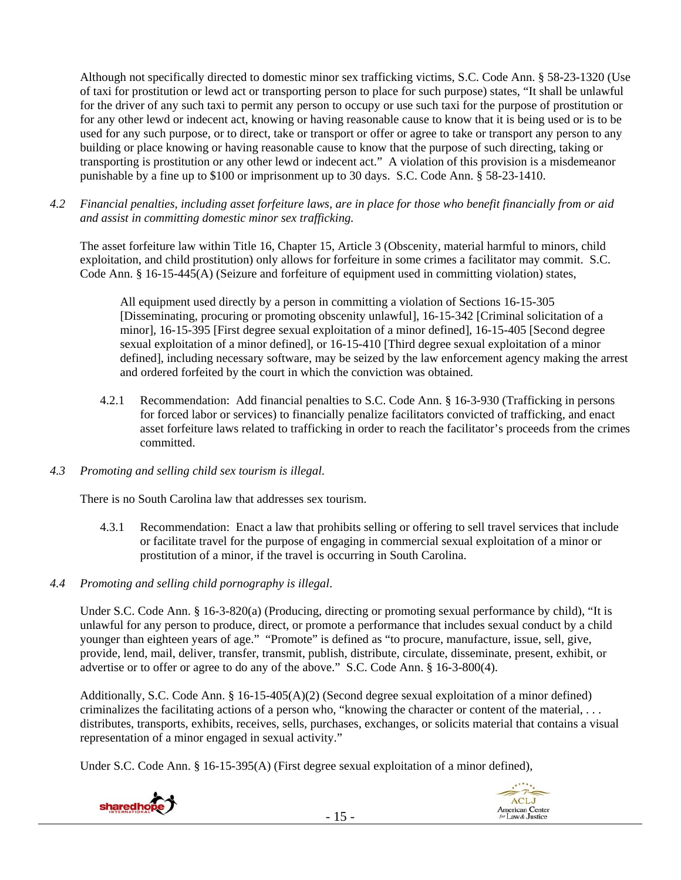Although not specifically directed to domestic minor sex trafficking victims, S.C. Code Ann. § 58-23-1320 (Use of taxi for prostitution or lewd act or transporting person to place for such purpose) states, "It shall be unlawful for the driver of any such taxi to permit any person to occupy or use such taxi for the purpose of prostitution or for any other lewd or indecent act, knowing or having reasonable cause to know that it is being used or is to be used for any such purpose, or to direct, take or transport or offer or agree to take or transport any person to any building or place knowing or having reasonable cause to know that the purpose of such directing, taking or transporting is prostitution or any other lewd or indecent act." A violation of this provision is a misdemeanor punishable by a fine up to $100 or imprisonment up to 30 days. S.C. Code Ann. § 58-23-1410.

*4.2 Financial penalties, including asset forfeiture laws, are in place for those who benefit financially from or aid and assist in committing domestic minor sex trafficking.*

The asset forfeiture law within Title 16, Chapter 15, Article 3 (Obscenity, material harmful to minors, child exploitation, and child prostitution) only allows for forfeiture in some crimes a facilitator may commit. S.C. Code Ann. § 16-15-445(A) (Seizure and forfeiture of equipment used in committing violation) states,

> All equipment used directly by a person in committing a violation of Sections 16-15-305 [Disseminating, procuring or promoting obscenity unlawful], 16-15-342 [Criminal solicitation of a minor], 16-15-395 [First degree sexual exploitation of a minor defined], 16-15-405 [Second degree sexual exploitation of a minor defined], or 16-15-410 [Third degree sexual exploitation of a minor defined], including necessary software, may be seized by the law enforcement agency making the arrest and ordered forfeited by the court in which the conviction was obtained.

4.2.1 Recommendation: Add financial penalties to S.C. Code Ann. § 16-3-930 (Trafficking in persons for forced labor or services) to financially penalize facilitators convicted of trafficking, and enact asset forfeiture laws related to trafficking in order to reach the facilitator's proceeds from the crimes committed.

*4.3 Promoting and selling child sex tourism is illegal.*

There is no South Carolina law that addresses sex tourism.

4.3.1 Recommendation: Enact a law that prohibits selling or offering to sell travel services that include or facilitate travel for the purpose of engaging in commercial sexual exploitation of a minor or prostitution of a minor, if the travel is occurring in South Carolina.

*4.4 Promoting and selling child pornography is illegal.*

Under S.C. Code Ann. § 16-3-820(a) (Producing, directing or promoting sexual performance by child), "It is unlawful for any person to produce, direct, or promote a performance that includes sexual conduct by a child younger than eighteen years of age." "Promote" is defined as "to procure, manufacture, issue, sell, give, provide, lend, mail, deliver, transfer, transmit, publish, distribute, circulate, disseminate, present, exhibit, or advertise or to offer or agree to do any of the above." S.C. Code Ann. § 16-3-800(4).

Additionally, S.C. Code Ann. § 16-15-405(A)(2) (Second degree sexual exploitation of a minor defined) criminalizes the facilitating actions of a person who, "knowing the character or content of the material, . . . distributes, transports, exhibits, receives, sells, purchases, exchanges, or solicits material that contains a visual representation of a minor engaged in sexual activity."

Under S.C. Code Ann. § 16-15-395(A) (First degree sexual exploitation of a minor defined),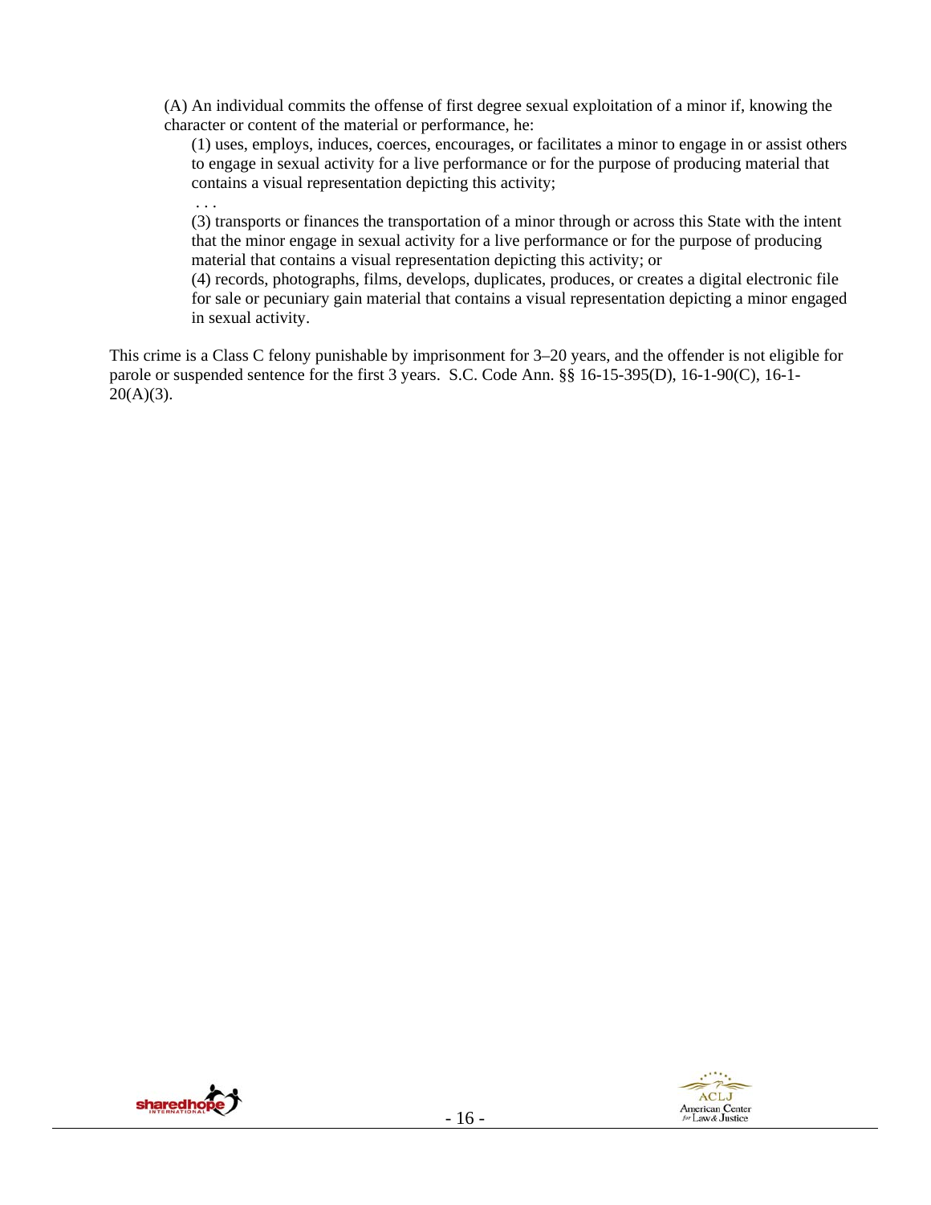(A) An individual commits the offense of first degree sexual exploitation of a minor if, knowing the character or content of the material or performance, he:

(1) uses, employs, induces, coerces, encourages, or facilitates a minor to engage in or assist others to engage in sexual activity for a live performance or for the purpose of producing material that contains a visual representation depicting this activity;

. . .

(3) transports or finances the transportation of a minor through or across this State with the intent that the minor engage in sexual activity for a live performance or for the purpose of producing material that contains a visual representation depicting this activity; or

(4) records, photographs, films, develops, duplicates, produces, or creates a digital electronic file for sale or pecuniary gain material that contains a visual representation depicting a minor engaged in sexual activity.

This crime is a Class C felony punishable by imprisonment for 3–20 years, and the offender is not eligible for parole or suspended sentence for the first 3 years. S.C. Code Ann. §§ 16-15-395(D), 16-1-90(C), 16-1-20(A)(3).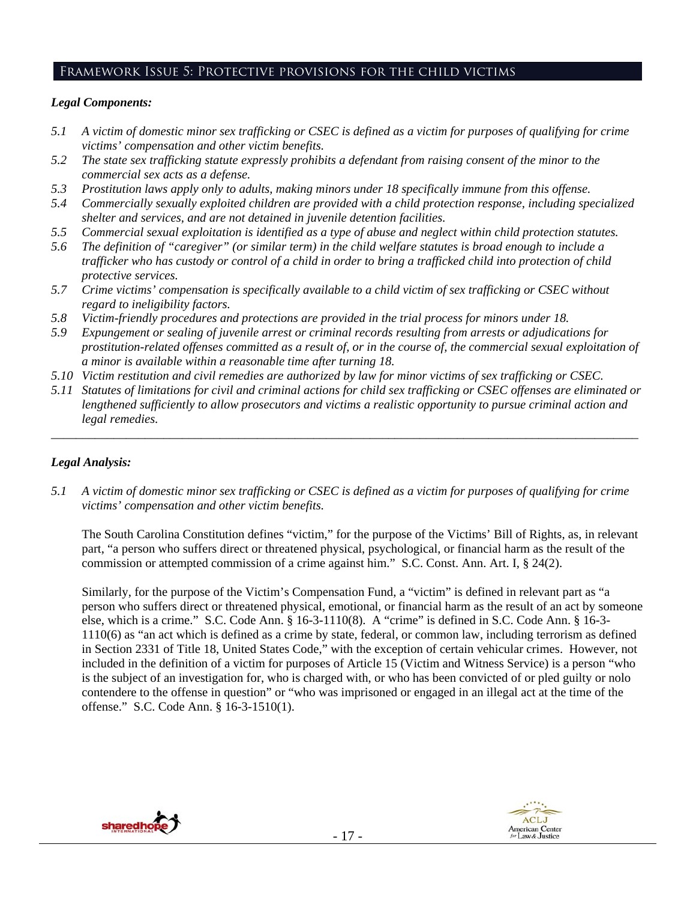## Framework Issue 5: Protective provisions for the child victims

***Legal Components:***

*5.1 A victim of domestic minor sex trafficking or CSEC is defined as a victim for purposes of qualifying for crime victims' compensation and other victim benefits.*

*5.2 The state sex trafficking statute expressly prohibits a defendant from raising consent of the minor to the commercial sex acts as a defense.*

*5.3 Prostitution laws apply only to adults, making minors under 18 specifically immune from this offense.*

*5.4 Commercially sexually exploited children are provided with a child protection response, including specialized shelter and services, and are not detained in juvenile detention facilities.*

*5.5 Commercial sexual exploitation is identified as a type of abuse and neglect within child protection statutes.*

*5.6 The definition of "caregiver" (or similar term) in the child welfare statutes is broad enough to include a trafficker who has custody or control of a child in order to bring a trafficked child into protection of child protective services.*

*5.7 Crime victims' compensation is specifically available to a child victim of sex trafficking or CSEC without regard to ineligibility factors.*

*5.8 Victim-friendly procedures and protections are provided in the trial process for minors under 18.*

*5.9 Expungement or sealing of juvenile arrest or criminal records resulting from arrests or adjudications for prostitution-related offenses committed as a result of, or in the course of, the commercial sexual exploitation of a minor is available within a reasonable time after turning 18.*

*5.10 Victim restitution and civil remedies are authorized by law for minor victims of sex trafficking or CSEC.*

*5.11 Statutes of limitations for civil and criminal actions for child sex trafficking or CSEC offenses are eliminated or lengthened sufficiently to allow prosecutors and victims a realistic opportunity to pursue criminal action and legal remedies.*

---

***Legal Analysis:***

*5.1 A victim of domestic minor sex trafficking or CSEC is defined as a victim for purposes of qualifying for crime victims' compensation and other victim benefits.*

The South Carolina Constitution defines "victim," for the purpose of the Victims' Bill of Rights, as, in relevant part, "a person who suffers direct or threatened physical, psychological, or financial harm as the result of the commission or attempted commission of a crime against him." S.C. Const. Ann. Art. I, § 24(2).

Similarly, for the purpose of the Victim's Compensation Fund, a "victim" is defined in relevant part as "a person who suffers direct or threatened physical, emotional, or financial harm as the result of an act by someone else, which is a crime." S.C. Code Ann. § 16-3-1110(8). A "crime" is defined in S.C. Code Ann. § 16-3-1110(6) as "an act which is defined as a crime by state, federal, or common law, including terrorism as defined in Section 2331 of Title 18, United States Code," with the exception of certain vehicular crimes. However, not included in the definition of a victim for purposes of Article 15 (Victim and Witness Service) is a person "who is the subject of an investigation for, who is charged with, or who has been convicted of or pled guilty or nolo contendere to the offense in question" or "who was imprisoned or engaged in an illegal act at the time of the offense." S.C. Code Ann. § 16-3-1510(1).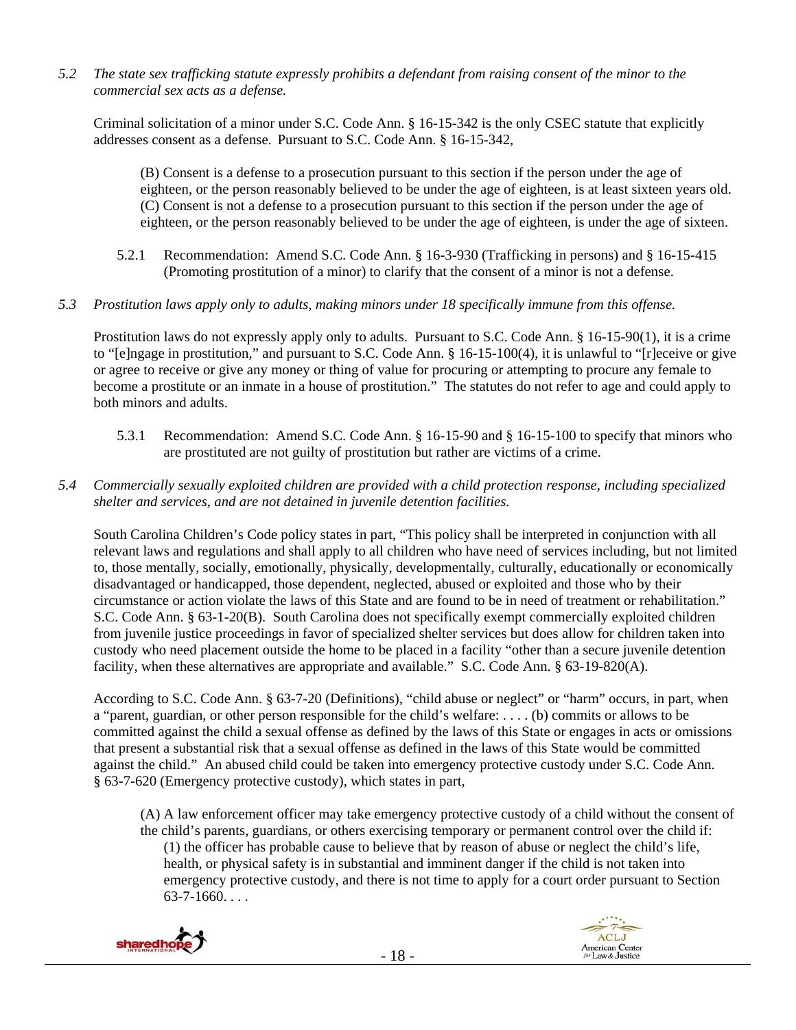*5.2 The state sex trafficking statute expressly prohibits a defendant from raising consent of the minor to the commercial sex acts as a defense.*

Criminal solicitation of a minor under S.C. Code Ann. § 16-15-342 is the only CSEC statute that explicitly addresses consent as a defense. Pursuant to S.C. Code Ann. § 16-15-342,

> (B) Consent is a defense to a prosecution pursuant to this section if the person under the age of eighteen, or the person reasonably believed to be under the age of eighteen, is at least sixteen years old.
> (C) Consent is not a defense to a prosecution pursuant to this section if the person under the age of eighteen, or the person reasonably believed to be under the age of eighteen, is under the age of sixteen.

5.2.1 Recommendation: Amend S.C. Code Ann. § 16-3-930 (Trafficking in persons) and § 16-15-415 (Promoting prostitution of a minor) to clarify that the consent of a minor is not a defense.

*5.3 Prostitution laws apply only to adults, making minors under 18 specifically immune from this offense.*

Prostitution laws do not expressly apply only to adults. Pursuant to S.C. Code Ann. § 16-15-90(1), it is a crime to "[e]ngage in prostitution," and pursuant to S.C. Code Ann. § 16-15-100(4), it is unlawful to "[r]eceive or give or agree to receive or give any money or thing of value for procuring or attempting to procure any female to become a prostitute or an inmate in a house of prostitution." The statutes do not refer to age and could apply to both minors and adults.

5.3.1 Recommendation: Amend S.C. Code Ann. § 16-15-90 and § 16-15-100 to specify that minors who are prostituted are not guilty of prostitution but rather are victims of a crime.

*5.4 Commercially sexually exploited children are provided with a child protection response, including specialized shelter and services, and are not detained in juvenile detention facilities.*

South Carolina Children's Code policy states in part, "This policy shall be interpreted in conjunction with all relevant laws and regulations and shall apply to all children who have need of services including, but not limited to, those mentally, socially, emotionally, physically, developmentally, culturally, educationally or economically disadvantaged or handicapped, those dependent, neglected, abused or exploited and those who by their circumstance or action violate the laws of this State and are found to be in need of treatment or rehabilitation." S.C. Code Ann. § 63-1-20(B). South Carolina does not specifically exempt commercially exploited children from juvenile justice proceedings in favor of specialized shelter services but does allow for children taken into custody who need placement outside the home to be placed in a facility "other than a secure juvenile detention facility, when these alternatives are appropriate and available." S.C. Code Ann. § 63-19-820(A).

According to S.C. Code Ann. § 63-7-20 (Definitions), "child abuse or neglect" or "harm" occurs, in part, when a "parent, guardian, or other person responsible for the child's welfare: . . . . (b) commits or allows to be committed against the child a sexual offense as defined by the laws of this State or engages in acts or omissions that present a substantial risk that a sexual offense as defined in the laws of this State would be committed against the child." An abused child could be taken into emergency protective custody under S.C. Code Ann. § 63-7-620 (Emergency protective custody), which states in part,

> (A) A law enforcement officer may take emergency protective custody of a child without the consent of the child's parents, guardians, or others exercising temporary or permanent control over the child if:
>
> (1) the officer has probable cause to believe that by reason of abuse or neglect the child's life, health, or physical safety is in substantial and imminent danger if the child is not taken into emergency protective custody, and there is not time to apply for a court order pursuant to Section 63-7-1660. . . .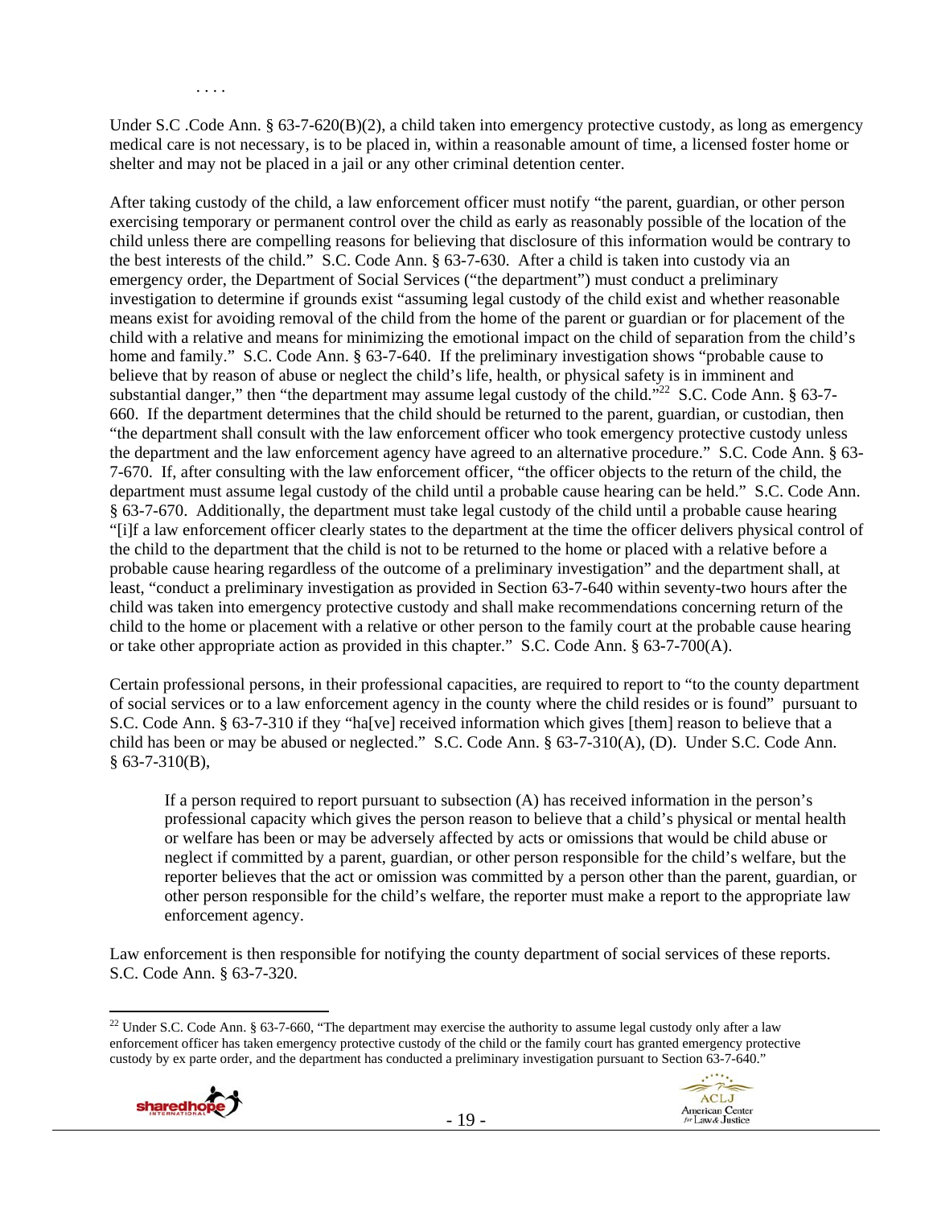. . . .

Under S.C .Code Ann. § 63-7-620(B)(2), a child taken into emergency protective custody, as long as emergency medical care is not necessary, is to be placed in, within a reasonable amount of time, a licensed foster home or shelter and may not be placed in a jail or any other criminal detention center.

After taking custody of the child, a law enforcement officer must notify "the parent, guardian, or other person exercising temporary or permanent control over the child as early as reasonably possible of the location of the child unless there are compelling reasons for believing that disclosure of this information would be contrary to the best interests of the child." S.C. Code Ann. § 63-7-630. After a child is taken into custody via an emergency order, the Department of Social Services ("the department") must conduct a preliminary investigation to determine if grounds exist "assuming legal custody of the child exist and whether reasonable means exist for avoiding removal of the child from the home of the parent or guardian or for placement of the child with a relative and means for minimizing the emotional impact on the child of separation from the child's home and family." S.C. Code Ann. § 63-7-640. If the preliminary investigation shows "probable cause to believe that by reason of abuse or neglect the child's life, health, or physical safety is in imminent and substantial danger," then "the department may assume legal custody of the child."[22] S.C. Code Ann. § 63-7-660. If the department determines that the child should be returned to the parent, guardian, or custodian, then "the department shall consult with the law enforcement officer who took emergency protective custody unless the department and the law enforcement agency have agreed to an alternative procedure." S.C. Code Ann. § 63-7-670. If, after consulting with the law enforcement officer, "the officer objects to the return of the child, the department must assume legal custody of the child until a probable cause hearing can be held." S.C. Code Ann. § 63-7-670. Additionally, the department must take legal custody of the child until a probable cause hearing "[i]f a law enforcement officer clearly states to the department at the time the officer delivers physical control of the child to the department that the child is not to be returned to the home or placed with a relative before a probable cause hearing regardless of the outcome of a preliminary investigation" and the department shall, at least, "conduct a preliminary investigation as provided in Section 63-7-640 within seventy-two hours after the child was taken into emergency protective custody and shall make recommendations concerning return of the child to the home or placement with a relative or other person to the family court at the probable cause hearing or take other appropriate action as provided in this chapter." S.C. Code Ann. § 63-7-700(A).

Certain professional persons, in their professional capacities, are required to report to "to the county department of social services or to a law enforcement agency in the county where the child resides or is found" pursuant to S.C. Code Ann. § 63-7-310 if they "ha[ve] received information which gives [them] reason to believe that a child has been or may be abused or neglected." S.C. Code Ann. § 63-7-310(A), (D). Under S.C. Code Ann. § 63-7-310(B),

> If a person required to report pursuant to subsection (A) has received information in the person's professional capacity which gives the person reason to believe that a child's physical or mental health or welfare has been or may be adversely affected by acts or omissions that would be child abuse or neglect if committed by a parent, guardian, or other person responsible for the child's welfare, but the reporter believes that the act or omission was committed by a person other than the parent, guardian, or other person responsible for the child's welfare, the reporter must make a report to the appropriate law enforcement agency.

Law enforcement is then responsible for notifying the county department of social services of these reports. S.C. Code Ann. § 63-7-320.

---

[22] Under S.C. Code Ann. § 63-7-660, "The department may exercise the authority to assume legal custody only after a law enforcement officer has taken emergency protective custody of the child or the family court has granted emergency protective custody by ex parte order, and the department has conducted a preliminary investigation pursuant to Section 63-7-640."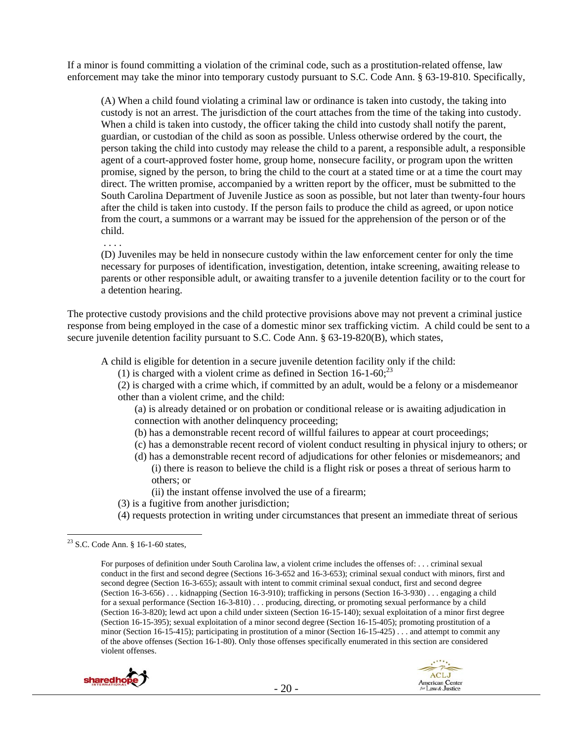If a minor is found committing a violation of the criminal code, such as a prostitution-related offense, law enforcement may take the minor into temporary custody pursuant to S.C. Code Ann. § 63-19-810. Specifically,

> (A) When a child found violating a criminal law or ordinance is taken into custody, the taking into custody is not an arrest. The jurisdiction of the court attaches from the time of the taking into custody. When a child is taken into custody, the officer taking the child into custody shall notify the parent, guardian, or custodian of the child as soon as possible. Unless otherwise ordered by the court, the person taking the child into custody may release the child to a parent, a responsible adult, a responsible agent of a court-approved foster home, group home, nonsecure facility, or program upon the written promise, signed by the person, to bring the child to the court at a stated time or at a time the court may direct. The written promise, accompanied by a written report by the officer, must be submitted to the South Carolina Department of Juvenile Justice as soon as possible, but not later than twenty-four hours after the child is taken into custody. If the person fails to produce the child as agreed, or upon notice from the court, a summons or a warrant may be issued for the apprehension of the person or of the child.
>
> . . . .
>
> (D) Juveniles may be held in nonsecure custody within the law enforcement center for only the time necessary for purposes of identification, investigation, detention, intake screening, awaiting release to parents or other responsible adult, or awaiting transfer to a juvenile detention facility or to the court for a detention hearing.

The protective custody provisions and the child protective provisions above may not prevent a criminal justice response from being employed in the case of a domestic minor sex trafficking victim. A child could be sent to a secure juvenile detention facility pursuant to S.C. Code Ann. § 63-19-820(B), which states,

> A child is eligible for detention in a secure juvenile detention facility only if the child:
>
> (1) is charged with a violent crime as defined in Section 16-1-60;[23]
>
> (2) is charged with a crime which, if committed by an adult, would be a felony or a misdemeanor other than a violent crime, and the child:
>
> (a) is already detained or on probation or conditional release or is awaiting adjudication in connection with another delinquency proceeding;
>
> (b) has a demonstrable recent record of willful failures to appear at court proceedings;
>
> (c) has a demonstrable recent record of violent conduct resulting in physical injury to others; or
>
> (d) has a demonstrable recent record of adjudications for other felonies or misdemeanors; and
>
> (i) there is reason to believe the child is a flight risk or poses a threat of serious harm to others; or
>
> (ii) the instant offense involved the use of a firearm;
>
> (3) is a fugitive from another jurisdiction;
>
> (4) requests protection in writing under circumstances that present an immediate threat of serious

---

[23] S.C. Code Ann. § 16-1-60 states,

> For purposes of definition under South Carolina law, a violent crime includes the offenses of: . . . criminal sexual conduct in the first and second degree (Sections 16-3-652 and 16-3-653); criminal sexual conduct with minors, first and second degree (Section 16-3-655); assault with intent to commit criminal sexual conduct, first and second degree (Section 16-3-656) . . . kidnapping (Section 16-3-910); trafficking in persons (Section 16-3-930) . . . engaging a child for a sexual performance (Section 16-3-810) . . . producing, directing, or promoting sexual performance by a child (Section 16-3-820); lewd act upon a child under sixteen (Section 16-15-140); sexual exploitation of a minor first degree (Section 16-15-395); sexual exploitation of a minor second degree (Section 16-15-405); promoting prostitution of a minor (Section 16-15-415); participating in prostitution of a minor (Section 16-15-425) . . . and attempt to commit any of the above offenses (Section 16-1-80). Only those offenses specifically enumerated in this section are considered violent offenses.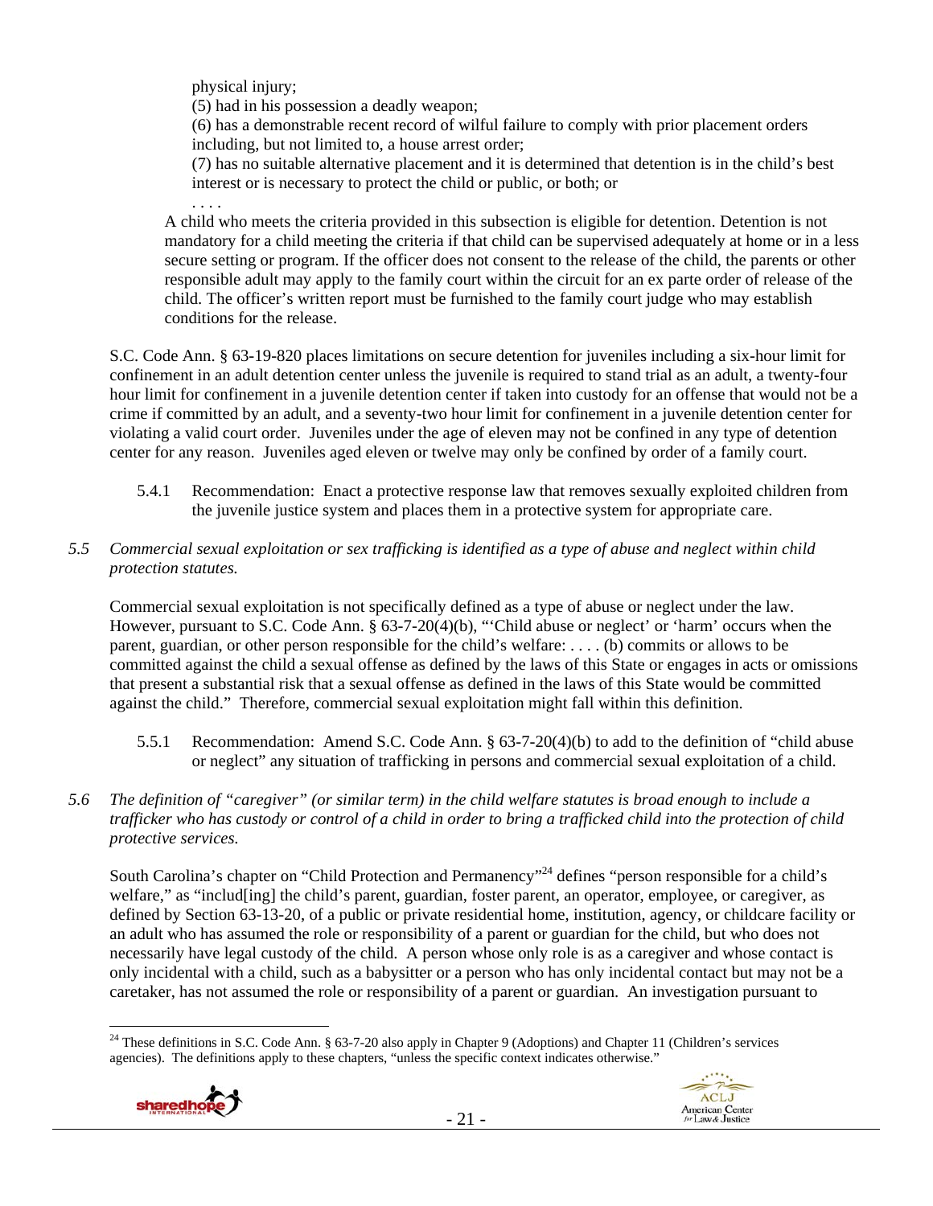physical injury;

(5) had in his possession a deadly weapon;

(6) has a demonstrable recent record of wilful failure to comply with prior placement orders including, but not limited to, a house arrest order;

(7) has no suitable alternative placement and it is determined that detention is in the child's best interest or is necessary to protect the child or public, or both; or

. . . .

A child who meets the criteria provided in this subsection is eligible for detention. Detention is not mandatory for a child meeting the criteria if that child can be supervised adequately at home or in a less secure setting or program. If the officer does not consent to the release of the child, the parents or other responsible adult may apply to the family court within the circuit for an ex parte order of release of the child. The officer's written report must be furnished to the family court judge who may establish conditions for the release.

S.C. Code Ann. § 63-19-820 places limitations on secure detention for juveniles including a six-hour limit for confinement in an adult detention center unless the juvenile is required to stand trial as an adult, a twenty-four hour limit for confinement in a juvenile detention center if taken into custody for an offense that would not be a crime if committed by an adult, and a seventy-two hour limit for confinement in a juvenile detention center for violating a valid court order. Juveniles under the age of eleven may not be confined in any type of detention center for any reason. Juveniles aged eleven or twelve may only be confined by order of a family court.

5.4.1 Recommendation: Enact a protective response law that removes sexually exploited children from the juvenile justice system and places them in a protective system for appropriate care.

*5.5 Commercial sexual exploitation or sex trafficking is identified as a type of abuse and neglect within child protection statutes.*

Commercial sexual exploitation is not specifically defined as a type of abuse or neglect under the law. However, pursuant to S.C. Code Ann. § 63-7-20(4)(b), "'Child abuse or neglect' or 'harm' occurs when the parent, guardian, or other person responsible for the child's welfare: . . . . (b) commits or allows to be committed against the child a sexual offense as defined by the laws of this State or engages in acts or omissions that present a substantial risk that a sexual offense as defined in the laws of this State would be committed against the child." Therefore, commercial sexual exploitation might fall within this definition.

5.5.1 Recommendation: Amend S.C. Code Ann. § 63-7-20(4)(b) to add to the definition of "child abuse or neglect" any situation of trafficking in persons and commercial sexual exploitation of a child.

*5.6 The definition of "caregiver" (or similar term) in the child welfare statutes is broad enough to include a trafficker who has custody or control of a child in order to bring a trafficked child into the protection of child protective services.*

South Carolina's chapter on "Child Protection and Permanency"[24] defines "person responsible for a child's welfare," as "includ[ing] the child's parent, guardian, foster parent, an operator, employee, or caregiver, as defined by Section 63-13-20, of a public or private residential home, institution, agency, or childcare facility or an adult who has assumed the role or responsibility of a parent or guardian for the child, but who does not necessarily have legal custody of the child. A person whose only role is as a caregiver and whose contact is only incidental with a child, such as a babysitter or a person who has only incidental contact but may not be a caretaker, has not assumed the role or responsibility of a parent or guardian. An investigation pursuant to

[24] These definitions in S.C. Code Ann. § 63-7-20 also apply in Chapter 9 (Adoptions) and Chapter 11 (Children's services agencies). The definitions apply to these chapters, "unless the specific context indicates otherwise."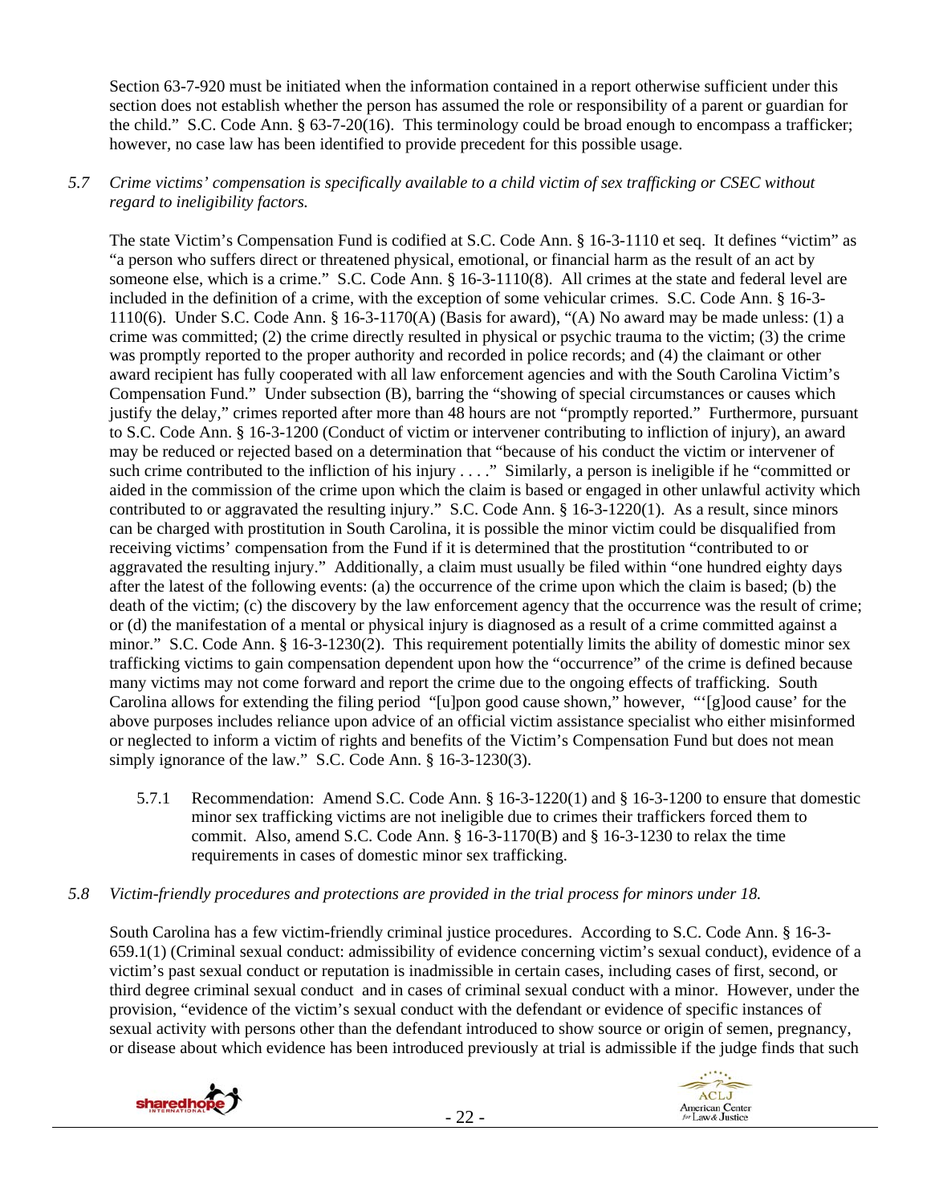Section 63-7-920 must be initiated when the information contained in a report otherwise sufficient under this section does not establish whether the person has assumed the role or responsibility of a parent or guardian for the child." S.C. Code Ann. § 63-7-20(16). This terminology could be broad enough to encompass a trafficker; however, no case law has been identified to provide precedent for this possible usage.

*5.7 Crime victims' compensation is specifically available to a child victim of sex trafficking or CSEC without regard to ineligibility factors.*

The state Victim's Compensation Fund is codified at S.C. Code Ann. § 16-3-1110 et seq. It defines "victim" as "a person who suffers direct or threatened physical, emotional, or financial harm as the result of an act by someone else, which is a crime." S.C. Code Ann. § 16-3-1110(8). All crimes at the state and federal level are included in the definition of a crime, with the exception of some vehicular crimes. S.C. Code Ann. § 16-3-1110(6). Under S.C. Code Ann. § 16-3-1170(A) (Basis for award), "(A) No award may be made unless: (1) a crime was committed; (2) the crime directly resulted in physical or psychic trauma to the victim; (3) the crime was promptly reported to the proper authority and recorded in police records; and (4) the claimant or other award recipient has fully cooperated with all law enforcement agencies and with the South Carolina Victim's Compensation Fund." Under subsection (B), barring the "showing of special circumstances or causes which justify the delay," crimes reported after more than 48 hours are not "promptly reported." Furthermore, pursuant to S.C. Code Ann. § 16-3-1200 (Conduct of victim or intervener contributing to infliction of injury), an award may be reduced or rejected based on a determination that "because of his conduct the victim or intervener of such crime contributed to the infliction of his injury . . . ." Similarly, a person is ineligible if he "committed or aided in the commission of the crime upon which the claim is based or engaged in other unlawful activity which contributed to or aggravated the resulting injury." S.C. Code Ann. § 16-3-1220(1). As a result, since minors can be charged with prostitution in South Carolina, it is possible the minor victim could be disqualified from receiving victims' compensation from the Fund if it is determined that the prostitution "contributed to or aggravated the resulting injury." Additionally, a claim must usually be filed within "one hundred eighty days after the latest of the following events: (a) the occurrence of the crime upon which the claim is based; (b) the death of the victim; (c) the discovery by the law enforcement agency that the occurrence was the result of crime; or (d) the manifestation of a mental or physical injury is diagnosed as a result of a crime committed against a minor." S.C. Code Ann. § 16-3-1230(2). This requirement potentially limits the ability of domestic minor sex trafficking victims to gain compensation dependent upon how the "occurrence" of the crime is defined because many victims may not come forward and report the crime due to the ongoing effects of trafficking. South Carolina allows for extending the filing period "[u]pon good cause shown," however, "'[g]ood cause' for the above purposes includes reliance upon advice of an official victim assistance specialist who either misinformed or neglected to inform a victim of rights and benefits of the Victim's Compensation Fund but does not mean simply ignorance of the law." S.C. Code Ann. § 16-3-1230(3).

5.7.1 Recommendation: Amend S.C. Code Ann. § 16-3-1220(1) and § 16-3-1200 to ensure that domestic minor sex trafficking victims are not ineligible due to crimes their traffickers forced them to commit. Also, amend S.C. Code Ann. § 16-3-1170(B) and § 16-3-1230 to relax the time requirements in cases of domestic minor sex trafficking.

*5.8 Victim-friendly procedures and protections are provided in the trial process for minors under 18.*

South Carolina has a few victim-friendly criminal justice procedures. According to S.C. Code Ann. § 16-3-659.1(1) (Criminal sexual conduct: admissibility of evidence concerning victim's sexual conduct), evidence of a victim's past sexual conduct or reputation is inadmissible in certain cases, including cases of first, second, or third degree criminal sexual conduct and in cases of criminal sexual conduct with a minor. However, under the provision, "evidence of the victim's sexual conduct with the defendant or evidence of specific instances of sexual activity with persons other than the defendant introduced to show source or origin of semen, pregnancy, or disease about which evidence has been introduced previously at trial is admissible if the judge finds that such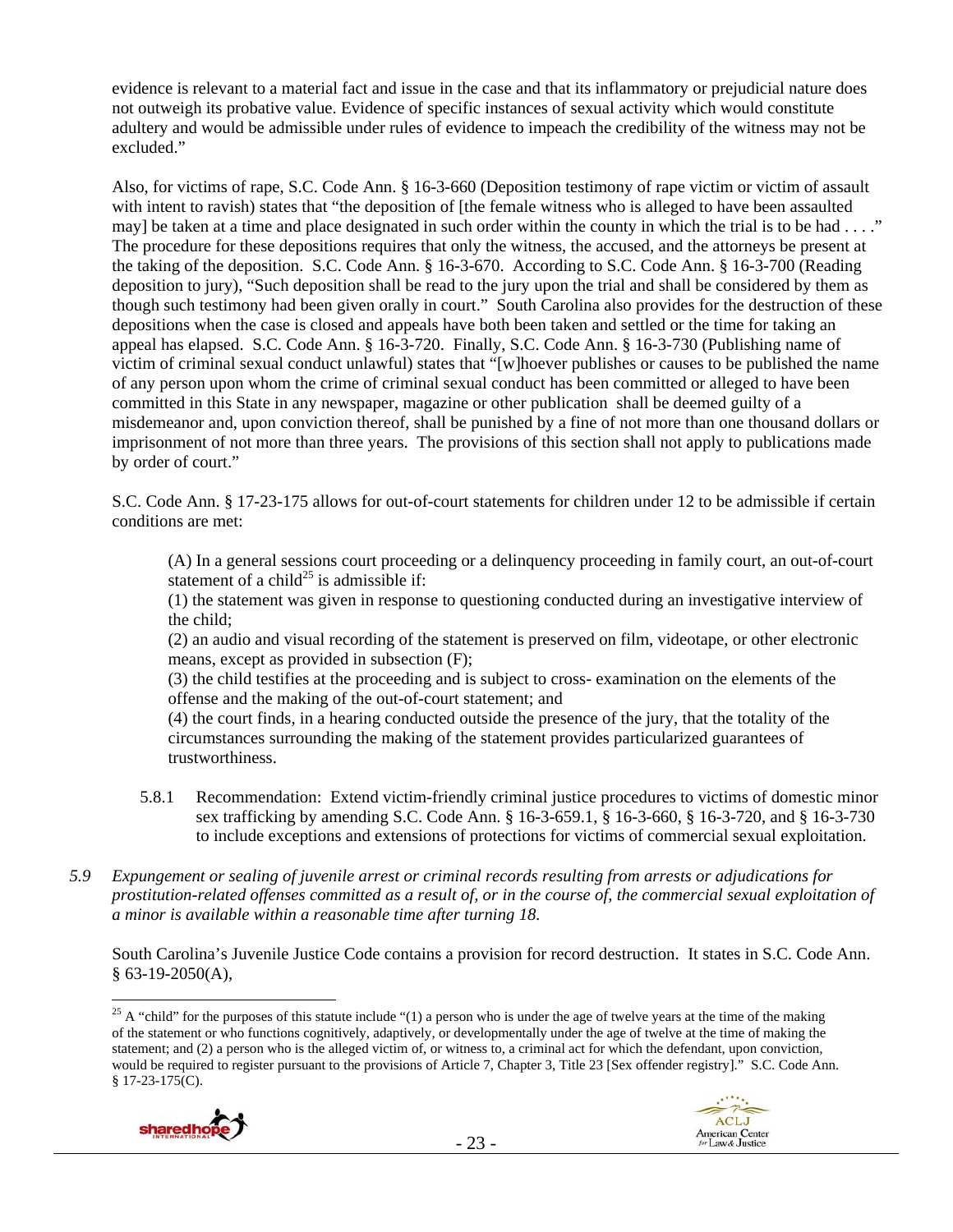evidence is relevant to a material fact and issue in the case and that its inflammatory or prejudicial nature does not outweigh its probative value. Evidence of specific instances of sexual activity which would constitute adultery and would be admissible under rules of evidence to impeach the credibility of the witness may not be excluded."

Also, for victims of rape, S.C. Code Ann. § 16-3-660 (Deposition testimony of rape victim or victim of assault with intent to ravish) states that "the deposition of [the female witness who is alleged to have been assaulted may] be taken at a time and place designated in such order within the county in which the trial is to be had . . . ." The procedure for these depositions requires that only the witness, the accused, and the attorneys be present at the taking of the deposition. S.C. Code Ann. § 16-3-670. According to S.C. Code Ann. § 16-3-700 (Reading deposition to jury), "Such deposition shall be read to the jury upon the trial and shall be considered by them as though such testimony had been given orally in court." South Carolina also provides for the destruction of these depositions when the case is closed and appeals have both been taken and settled or the time for taking an appeal has elapsed. S.C. Code Ann. § 16-3-720. Finally, S.C. Code Ann. § 16-3-730 (Publishing name of victim of criminal sexual conduct unlawful) states that "[w]hoever publishes or causes to be published the name of any person upon whom the crime of criminal sexual conduct has been committed or alleged to have been committed in this State in any newspaper, magazine or other publication shall be deemed guilty of a misdemeanor and, upon conviction thereof, shall be punished by a fine of not more than one thousand dollars or imprisonment of not more than three years. The provisions of this section shall not apply to publications made by order of court."

S.C. Code Ann. § 17-23-175 allows for out-of-court statements for children under 12 to be admissible if certain conditions are met:

> (A) In a general sessions court proceeding or a delinquency proceeding in family court, an out-of-court statement of a child[25] is admissible if:
>
> (1) the statement was given in response to questioning conducted during an investigative interview of the child;
>
> (2) an audio and visual recording of the statement is preserved on film, videotape, or other electronic means, except as provided in subsection (F);
>
> (3) the child testifies at the proceeding and is subject to cross- examination on the elements of the offense and the making of the out-of-court statement; and
>
> (4) the court finds, in a hearing conducted outside the presence of the jury, that the totality of the circumstances surrounding the making of the statement provides particularized guarantees of trustworthiness.

5.8.1 Recommendation: Extend victim-friendly criminal justice procedures to victims of domestic minor sex trafficking by amending S.C. Code Ann. § 16-3-659.1, § 16-3-660, § 16-3-720, and § 16-3-730 to include exceptions and extensions of protections for victims of commercial sexual exploitation.

*5.9 Expungement or sealing of juvenile arrest or criminal records resulting from arrests or adjudications for prostitution-related offenses committed as a result of, or in the course of, the commercial sexual exploitation of a minor is available within a reasonable time after turning 18.*

South Carolina's Juvenile Justice Code contains a provision for record destruction. It states in S.C. Code Ann. § 63-19-2050(A),

---

[25] A "child" for the purposes of this statute include "(1) a person who is under the age of twelve years at the time of the making of the statement or who functions cognitively, adaptively, or developmentally under the age of twelve at the time of making the statement; and (2) a person who is the alleged victim of, or witness to, a criminal act for which the defendant, upon conviction, would be required to register pursuant to the provisions of Article 7, Chapter 3, Title 23 [Sex offender registry]." S.C. Code Ann. § 17-23-175(C).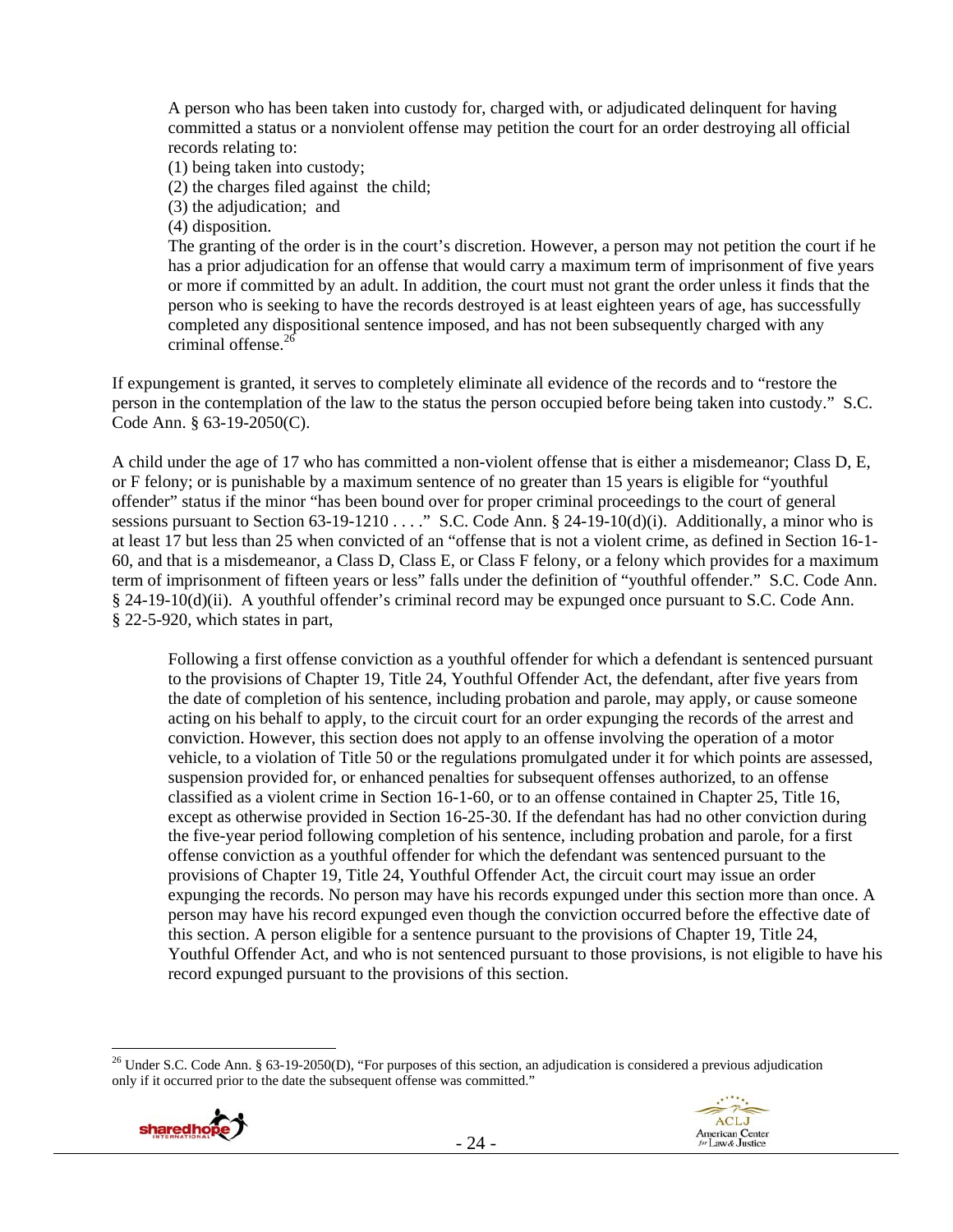> A person who has been taken into custody for, charged with, or adjudicated delinquent for having committed a status or a nonviolent offense may petition the court for an order destroying all official records relating to:
> (1) being taken into custody;
> (2) the charges filed against the child;
> (3) the adjudication; and
> (4) disposition.
> The granting of the order is in the court's discretion. However, a person may not petition the court if he has a prior adjudication for an offense that would carry a maximum term of imprisonment of five years or more if committed by an adult. In addition, the court must not grant the order unless it finds that the person who is seeking to have the records destroyed is at least eighteen years of age, has successfully completed any dispositional sentence imposed, and has not been subsequently charged with any criminal offense.[26]

If expungement is granted, it serves to completely eliminate all evidence of the records and to "restore the person in the contemplation of the law to the status the person occupied before being taken into custody." S.C. Code Ann. § 63-19-2050(C).

A child under the age of 17 who has committed a non-violent offense that is either a misdemeanor; Class D, E, or F felony; or is punishable by a maximum sentence of no greater than 15 years is eligible for "youthful offender" status if the minor "has been bound over for proper criminal proceedings to the court of general sessions pursuant to Section 63-19-1210 . . . ." S.C. Code Ann. § 24-19-10(d)(i). Additionally, a minor who is at least 17 but less than 25 when convicted of an "offense that is not a violent crime, as defined in Section 16-1-60, and that is a misdemeanor, a Class D, Class E, or Class F felony, or a felony which provides for a maximum term of imprisonment of fifteen years or less" falls under the definition of "youthful offender." S.C. Code Ann. § 24-19-10(d)(ii). A youthful offender's criminal record may be expunged once pursuant to S.C. Code Ann. § 22-5-920, which states in part,

> Following a first offense conviction as a youthful offender for which a defendant is sentenced pursuant to the provisions of Chapter 19, Title 24, Youthful Offender Act, the defendant, after five years from the date of completion of his sentence, including probation and parole, may apply, or cause someone acting on his behalf to apply, to the circuit court for an order expunging the records of the arrest and conviction. However, this section does not apply to an offense involving the operation of a motor vehicle, to a violation of Title 50 or the regulations promulgated under it for which points are assessed, suspension provided for, or enhanced penalties for subsequent offenses authorized, to an offense classified as a violent crime in Section 16-1-60, or to an offense contained in Chapter 25, Title 16, except as otherwise provided in Section 16-25-30. If the defendant has had no other conviction during the five-year period following completion of his sentence, including probation and parole, for a first offense conviction as a youthful offender for which the defendant was sentenced pursuant to the provisions of Chapter 19, Title 24, Youthful Offender Act, the circuit court may issue an order expunging the records. No person may have his records expunged under this section more than once. A person may have his record expunged even though the conviction occurred before the effective date of this section. A person eligible for a sentence pursuant to the provisions of Chapter 19, Title 24, Youthful Offender Act, and who is not sentenced pursuant to those provisions, is not eligible to have his record expunged pursuant to the provisions of this section.

---

[26] Under S.C. Code Ann. § 63-19-2050(D), "For purposes of this section, an adjudication is considered a previous adjudication only if it occurred prior to the date the subsequent offense was committed."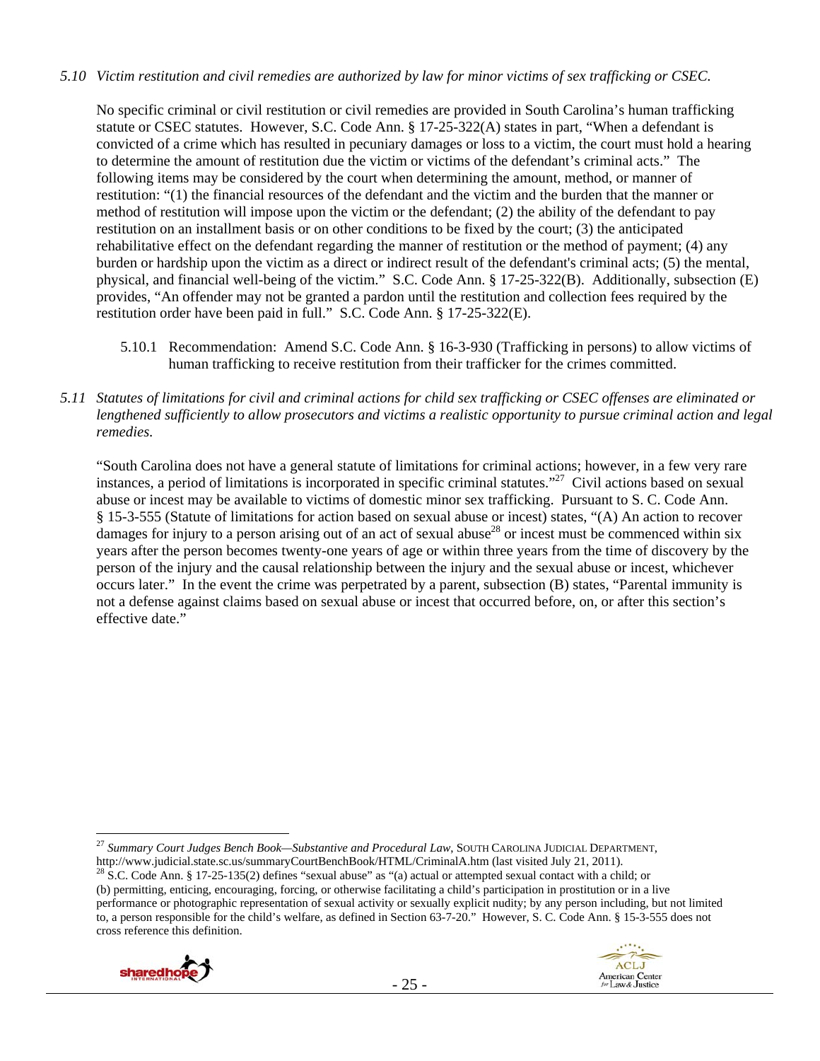*5.10 Victim restitution and civil remedies are authorized by law for minor victims of sex trafficking or CSEC.*

No specific criminal or civil restitution or civil remedies are provided in South Carolina's human trafficking statute or CSEC statutes. However, S.C. Code Ann. § 17-25-322(A) states in part, "When a defendant is convicted of a crime which has resulted in pecuniary damages or loss to a victim, the court must hold a hearing to determine the amount of restitution due the victim or victims of the defendant's criminal acts." The following items may be considered by the court when determining the amount, method, or manner of restitution: "(1) the financial resources of the defendant and the victim and the burden that the manner or method of restitution will impose upon the victim or the defendant; (2) the ability of the defendant to pay restitution on an installment basis or on other conditions to be fixed by the court; (3) the anticipated rehabilitative effect on the defendant regarding the manner of restitution or the method of payment; (4) any burden or hardship upon the victim as a direct or indirect result of the defendant's criminal acts; (5) the mental, physical, and financial well-being of the victim." S.C. Code Ann. § 17-25-322(B). Additionally, subsection (E) provides, "An offender may not be granted a pardon until the restitution and collection fees required by the restitution order have been paid in full." S.C. Code Ann. § 17-25-322(E).

5.10.1 Recommendation: Amend S.C. Code Ann. § 16-3-930 (Trafficking in persons) to allow victims of human trafficking to receive restitution from their trafficker for the crimes committed.

*5.11 Statutes of limitations for civil and criminal actions for child sex trafficking or CSEC offenses are eliminated or lengthened sufficiently to allow prosecutors and victims a realistic opportunity to pursue criminal action and legal remedies.*

"South Carolina does not have a general statute of limitations for criminal actions; however, in a few very rare instances, a period of limitations is incorporated in specific criminal statutes."[27] Civil actions based on sexual abuse or incest may be available to victims of domestic minor sex trafficking. Pursuant to S. C. Code Ann. § 15-3-555 (Statute of limitations for action based on sexual abuse or incest) states, "(A) An action to recover damages for injury to a person arising out of an act of sexual abuse[28] or incest must be commenced within six years after the person becomes twenty-one years of age or within three years from the time of discovery by the person of the injury and the causal relationship between the injury and the sexual abuse or incest, whichever occurs later." In the event the crime was perpetrated by a parent, subsection (B) states, "Parental immunity is not a defense against claims based on sexual abuse or incest that occurred before, on, or after this section's effective date."

---

[27] *Summary Court Judges Bench Book—Substantive and Procedural Law*, SOUTH CAROLINA JUDICIAL DEPARTMENT, http://www.judicial.state.sc.us/summaryCourtBenchBook/HTML/CriminalA.htm (last visited July 21, 2011).

[28] S.C. Code Ann. § 17-25-135(2) defines "sexual abuse" as "(a) actual or attempted sexual contact with a child; or (b) permitting, enticing, encouraging, forcing, or otherwise facilitating a child's participation in prostitution or in a live performance or photographic representation of sexual activity or sexually explicit nudity; by any person including, but not limited to, a person responsible for the child's welfare, as defined in Section 63-7-20." However, S. C. Code Ann. § 15-3-555 does not cross reference this definition.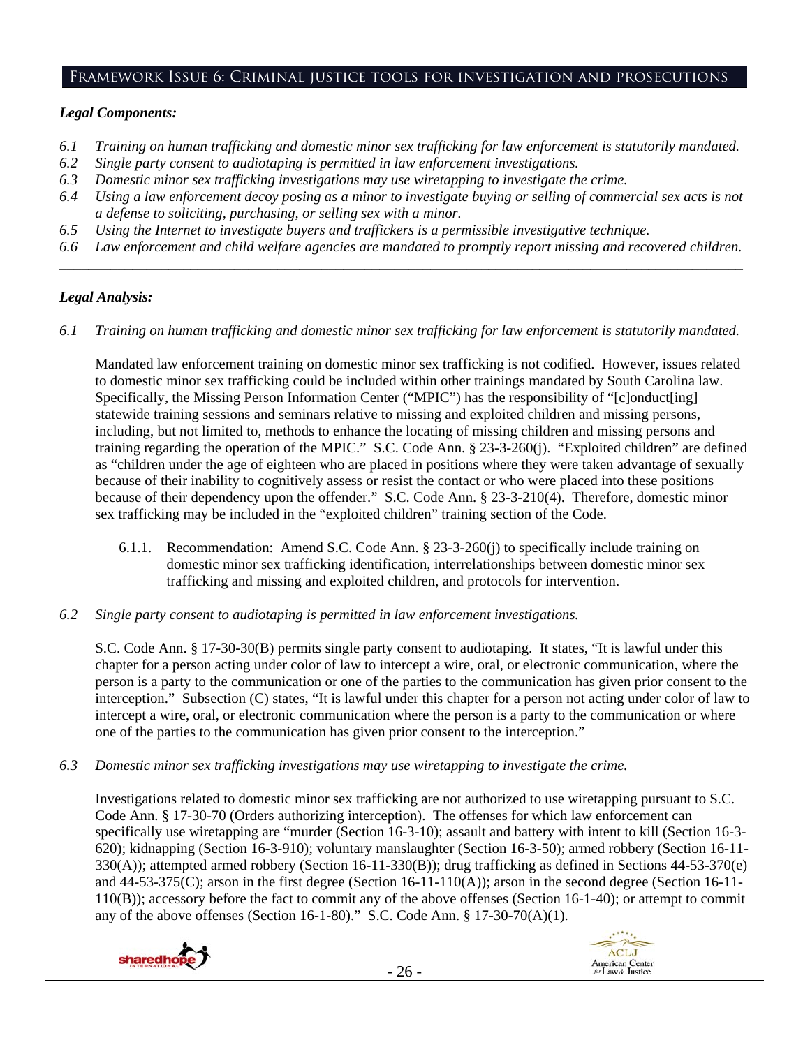## Framework Issue 6: Criminal justice tools for investigation and prosecutions

### *Legal Components:*

*6.1 Training on human trafficking and domestic minor sex trafficking for law enforcement is statutorily mandated.*
*6.2 Single party consent to audiotaping is permitted in law enforcement investigations.*
*6.3 Domestic minor sex trafficking investigations may use wiretapping to investigate the crime.*
*6.4 Using a law enforcement decoy posing as a minor to investigate buying or selling of commercial sex acts is not a defense to soliciting, purchasing, or selling sex with a minor.*
*6.5 Using the Internet to investigate buyers and traffickers is a permissible investigative technique.*
*6.6 Law enforcement and child welfare agencies are mandated to promptly report missing and recovered children.*

---

### *Legal Analysis:*

*6.1 Training on human trafficking and domestic minor sex trafficking for law enforcement is statutorily mandated.*

Mandated law enforcement training on domestic minor sex trafficking is not codified. However, issues related to domestic minor sex trafficking could be included within other trainings mandated by South Carolina law. Specifically, the Missing Person Information Center ("MPIC") has the responsibility of "[c]onduct[ing] statewide training sessions and seminars relative to missing and exploited children and missing persons, including, but not limited to, methods to enhance the locating of missing children and missing persons and training regarding the operation of the MPIC." S.C. Code Ann. § 23-3-260(j). "Exploited children" are defined as "children under the age of eighteen who are placed in positions where they were taken advantage of sexually because of their inability to cognitively assess or resist the contact or who were placed into these positions because of their dependency upon the offender." S.C. Code Ann. § 23-3-210(4). Therefore, domestic minor sex trafficking may be included in the "exploited children" training section of the Code.

6.1.1. Recommendation: Amend S.C. Code Ann. § 23-3-260(j) to specifically include training on domestic minor sex trafficking identification, interrelationships between domestic minor sex trafficking and missing and exploited children, and protocols for intervention.

*6.2 Single party consent to audiotaping is permitted in law enforcement investigations.*

S.C. Code Ann. § 17-30-30(B) permits single party consent to audiotaping. It states, "It is lawful under this chapter for a person acting under color of law to intercept a wire, oral, or electronic communication, where the person is a party to the communication or one of the parties to the communication has given prior consent to the interception." Subsection (C) states, "It is lawful under this chapter for a person not acting under color of law to intercept a wire, oral, or electronic communication where the person is a party to the communication or where one of the parties to the communication has given prior consent to the interception."

*6.3 Domestic minor sex trafficking investigations may use wiretapping to investigate the crime.*

Investigations related to domestic minor sex trafficking are not authorized to use wiretapping pursuant to S.C. Code Ann. § 17-30-70 (Orders authorizing interception). The offenses for which law enforcement can specifically use wiretapping are "murder (Section 16-3-10); assault and battery with intent to kill (Section 16-3-620); kidnapping (Section 16-3-910); voluntary manslaughter (Section 16-3-50); armed robbery (Section 16-11-330(A)); attempted armed robbery (Section 16-11-330(B)); drug trafficking as defined in Sections 44-53-370(e) and 44-53-375(C); arson in the first degree (Section 16-11-110(A)); arson in the second degree (Section 16-11-110(B)); accessory before the fact to commit any of the above offenses (Section 16-1-40); or attempt to commit any of the above offenses (Section 16-1-80)." S.C. Code Ann. § 17-30-70(A)(1).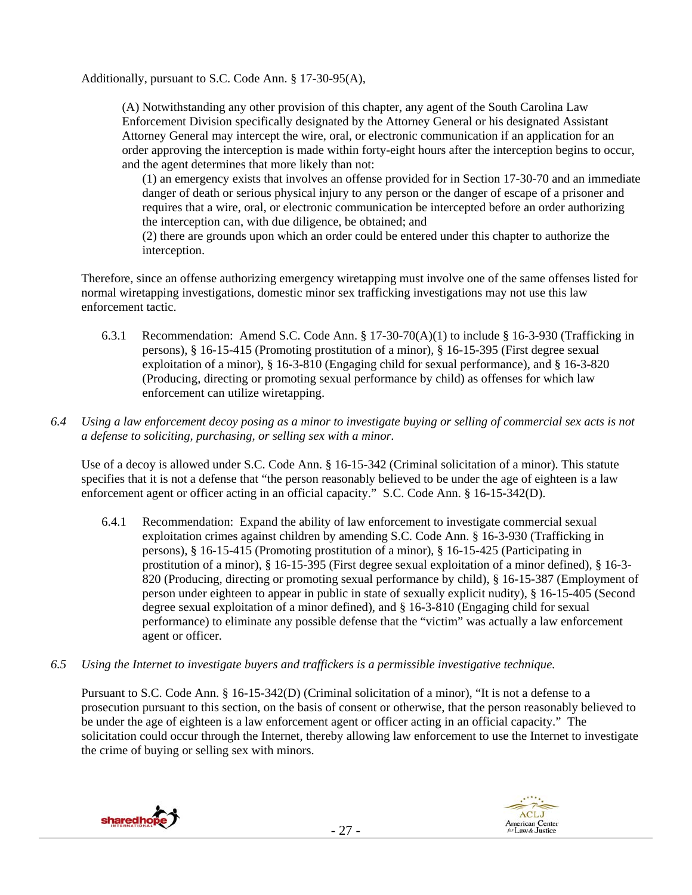Additionally, pursuant to S.C. Code Ann. § 17-30-95(A),

> (A) Notwithstanding any other provision of this chapter, any agent of the South Carolina Law Enforcement Division specifically designated by the Attorney General or his designated Assistant Attorney General may intercept the wire, oral, or electronic communication if an application for an order approving the interception is made within forty-eight hours after the interception begins to occur, and the agent determines that more likely than not:
>
> (1) an emergency exists that involves an offense provided for in Section 17-30-70 and an immediate danger of death or serious physical injury to any person or the danger of escape of a prisoner and requires that a wire, oral, or electronic communication be intercepted before an order authorizing the interception can, with due diligence, be obtained; and
>
> (2) there are grounds upon which an order could be entered under this chapter to authorize the interception.

Therefore, since an offense authorizing emergency wiretapping must involve one of the same offenses listed for normal wiretapping investigations, domestic minor sex trafficking investigations may not use this law enforcement tactic.

6.3.1 Recommendation: Amend S.C. Code Ann. § 17-30-70(A)(1) to include § 16-3-930 (Trafficking in persons), § 16-15-415 (Promoting prostitution of a minor), § 16-15-395 (First degree sexual exploitation of a minor), § 16-3-810 (Engaging child for sexual performance), and § 16-3-820 (Producing, directing or promoting sexual performance by child) as offenses for which law enforcement can utilize wiretapping.

*6.4 Using a law enforcement decoy posing as a minor to investigate buying or selling of commercial sex acts is not a defense to soliciting, purchasing, or selling sex with a minor.*

Use of a decoy is allowed under S.C. Code Ann. § 16-15-342 (Criminal solicitation of a minor). This statute specifies that it is not a defense that "the person reasonably believed to be under the age of eighteen is a law enforcement agent or officer acting in an official capacity." S.C. Code Ann. § 16-15-342(D).

6.4.1 Recommendation: Expand the ability of law enforcement to investigate commercial sexual exploitation crimes against children by amending S.C. Code Ann. § 16-3-930 (Trafficking in persons), § 16-15-415 (Promoting prostitution of a minor), § 16-15-425 (Participating in prostitution of a minor), § 16-15-395 (First degree sexual exploitation of a minor defined), § 16-3-820 (Producing, directing or promoting sexual performance by child), § 16-15-387 (Employment of person under eighteen to appear in public in state of sexually explicit nudity), § 16-15-405 (Second degree sexual exploitation of a minor defined), and § 16-3-810 (Engaging child for sexual performance) to eliminate any possible defense that the "victim" was actually a law enforcement agent or officer.

*6.5 Using the Internet to investigate buyers and traffickers is a permissible investigative technique.*

Pursuant to S.C. Code Ann. § 16-15-342(D) (Criminal solicitation of a minor), "It is not a defense to a prosecution pursuant to this section, on the basis of consent or otherwise, that the person reasonably believed to be under the age of eighteen is a law enforcement agent or officer acting in an official capacity." The solicitation could occur through the Internet, thereby allowing law enforcement to use the Internet to investigate the crime of buying or selling sex with minors.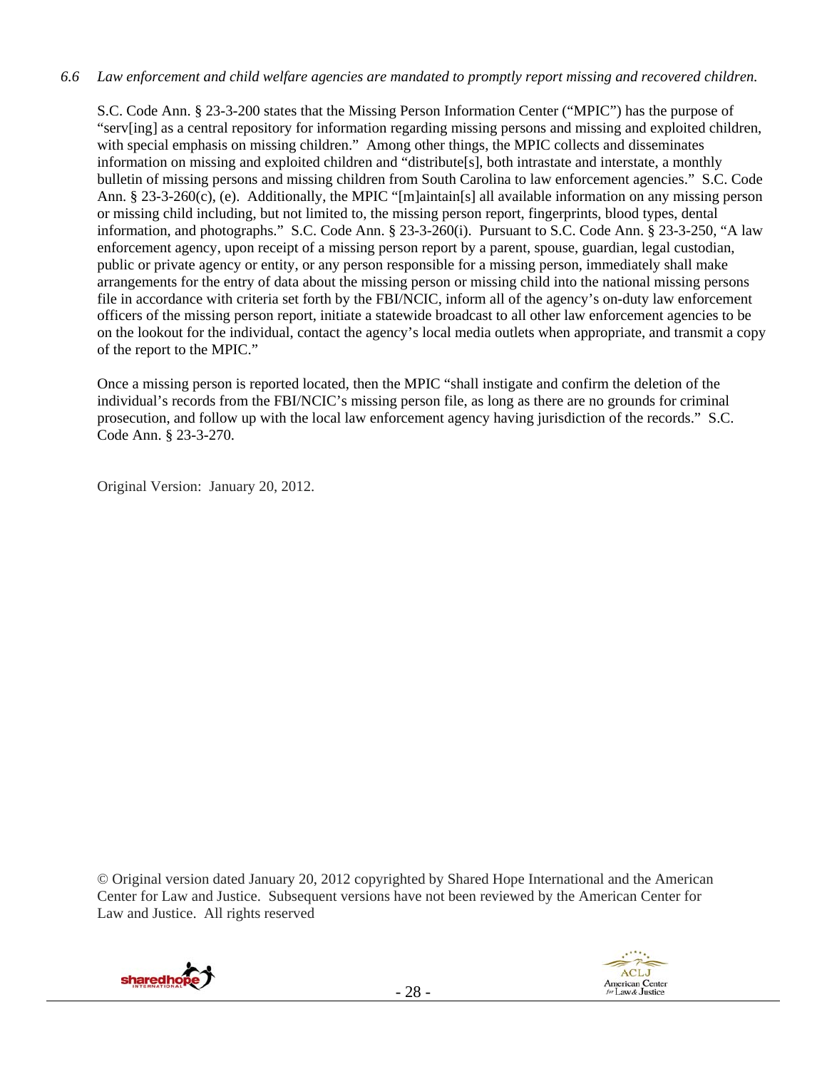*6.6 Law enforcement and child welfare agencies are mandated to promptly report missing and recovered children.*

S.C. Code Ann. § 23-3-200 states that the Missing Person Information Center ("MPIC") has the purpose of "serv[ing] as a central repository for information regarding missing persons and missing and exploited children, with special emphasis on missing children." Among other things, the MPIC collects and disseminates information on missing and exploited children and "distribute[s], both intrastate and interstate, a monthly bulletin of missing persons and missing children from South Carolina to law enforcement agencies." S.C. Code Ann. § 23-3-260(c), (e). Additionally, the MPIC "[m]aintain[s] all available information on any missing person or missing child including, but not limited to, the missing person report, fingerprints, blood types, dental information, and photographs." S.C. Code Ann. § 23-3-260(i). Pursuant to S.C. Code Ann. § 23-3-250, "A law enforcement agency, upon receipt of a missing person report by a parent, spouse, guardian, legal custodian, public or private agency or entity, or any person responsible for a missing person, immediately shall make arrangements for the entry of data about the missing person or missing child into the national missing persons file in accordance with criteria set forth by the FBI/NCIC, inform all of the agency's on-duty law enforcement officers of the missing person report, initiate a statewide broadcast to all other law enforcement agencies to be on the lookout for the individual, contact the agency's local media outlets when appropriate, and transmit a copy of the report to the MPIC."

Once a missing person is reported located, then the MPIC "shall instigate and confirm the deletion of the individual's records from the FBI/NCIC's missing person file, as long as there are no grounds for criminal prosecution, and follow up with the local law enforcement agency having jurisdiction of the records." S.C. Code Ann. § 23-3-270.

Original Version: January 20, 2012.

© Original version dated January 20, 2012 copyrighted by Shared Hope International and the American Center for Law and Justice. Subsequent versions have not been reviewed by the American Center for Law and Justice. All rights reserved